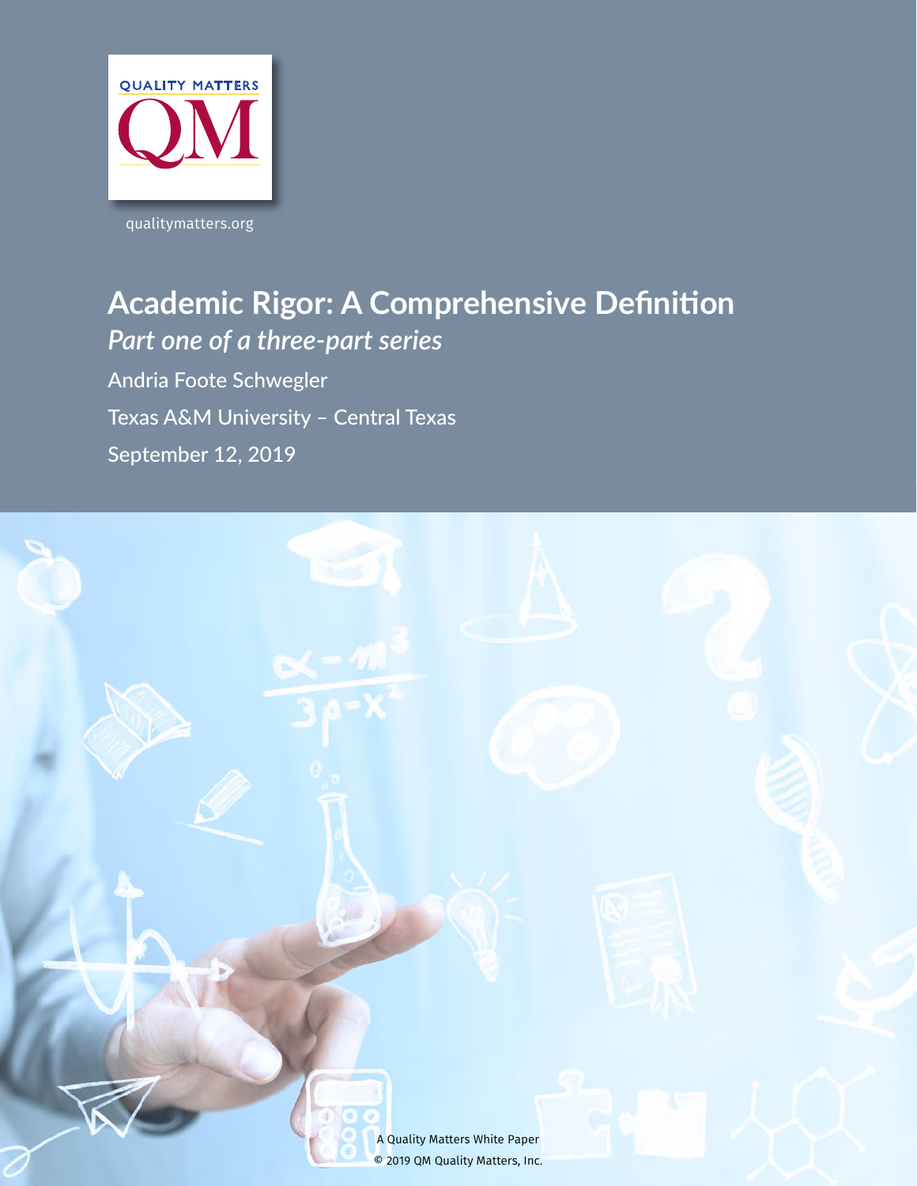QUALITY MATTERS

QM

qualitymatters.org

# Academic Rigor: A Comprehensive Definition

*Part one of a three-part series*

Andria Foote Schwegler

Texas A&M University – Central Texas

September 12, 2019

A Quality Matters White Paper

© 2019 QM Quality Matters, Inc.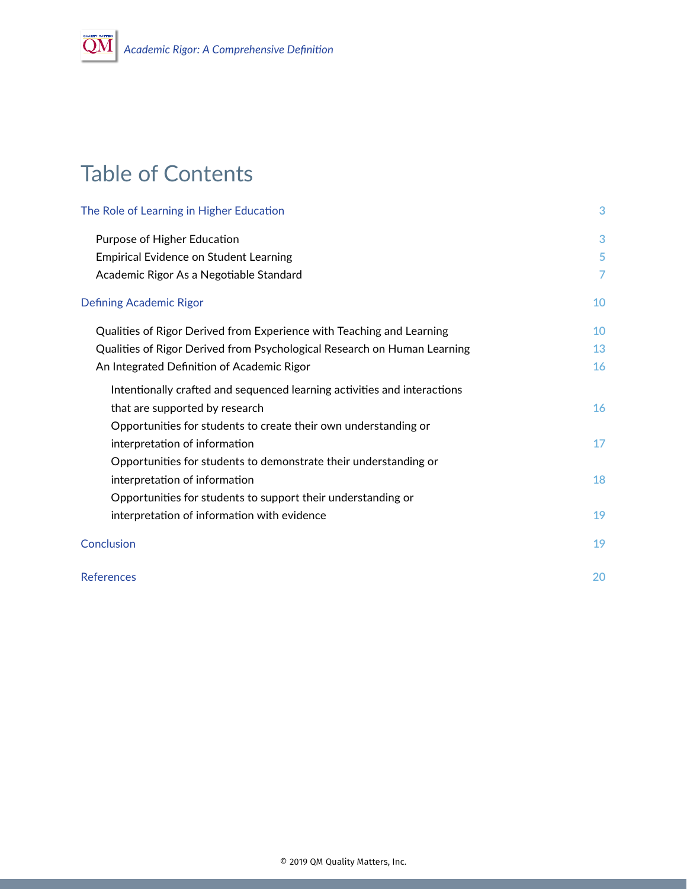# Table of Contents

| | |
|---|---|
| The Role of Learning in Higher Education | 3 |
| Purpose of Higher Education | 3 |
| Empirical Evidence on Student Learning | 5 |
| Academic Rigor As a Negotiable Standard | 7 |
| Defining Academic Rigor | 10 |
| Qualities of Rigor Derived from Experience with Teaching and Learning | 10 |
| Qualities of Rigor Derived from Psychological Research on Human Learning | 13 |
| An Integrated Definition of Academic Rigor | 16 |
| Intentionally crafted and sequenced learning activities and interactions that are supported by research | 16 |
| Opportunities for students to create their own understanding or interpretation of information | 17 |
| Opportunities for students to demonstrate their understanding or interpretation of information | 18 |
| Opportunities for students to support their understanding or interpretation of information with evidence | 19 |
| Conclusion | 19 |
| References | 20 |

© 2019 QM Quality Matters, Inc.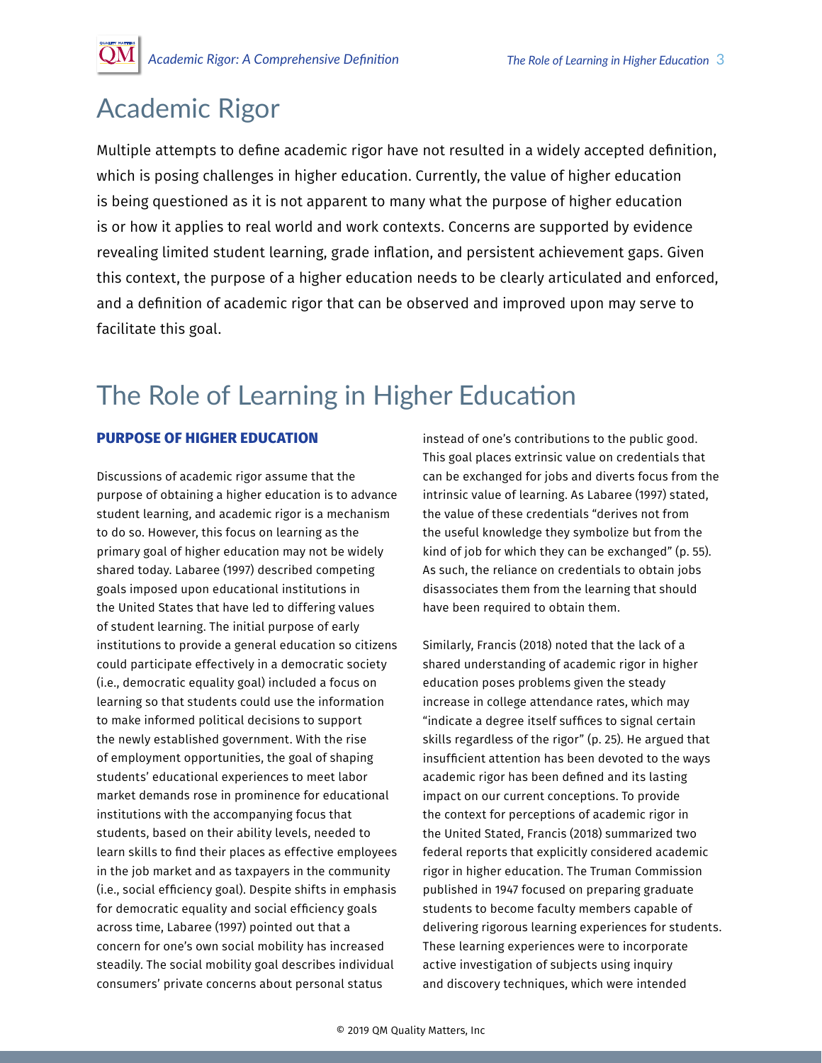# Academic Rigor

Multiple attempts to define academic rigor have not resulted in a widely accepted definition, which is posing challenges in higher education. Currently, the value of higher education is being questioned as it is not apparent to many what the purpose of higher education is or how it applies to real world and work contexts. Concerns are supported by evidence revealing limited student learning, grade inflation, and persistent achievement gaps. Given this context, the purpose of a higher education needs to be clearly articulated and enforced, and a definition of academic rigor that can be observed and improved upon may serve to facilitate this goal.

# The Role of Learning in Higher Education

### PURPOSE OF HIGHER EDUCATION

Discussions of academic rigor assume that the purpose of obtaining a higher education is to advance student learning, and academic rigor is a mechanism to do so. However, this focus on learning as the primary goal of higher education may not be widely shared today. Labaree (1997) described competing goals imposed upon educational institutions in the United States that have led to differing values of student learning. The initial purpose of early institutions to provide a general education so citizens could participate effectively in a democratic society (i.e., democratic equality goal) included a focus on learning so that students could use the information to make informed political decisions to support the newly established government. With the rise of employment opportunities, the goal of shaping students' educational experiences to meet labor market demands rose in prominence for educational institutions with the accompanying focus that students, based on their ability levels, needed to learn skills to find their places as effective employees in the job market and as taxpayers in the community (i.e., social efficiency goal). Despite shifts in emphasis for democratic equality and social efficiency goals across time, Labaree (1997) pointed out that a concern for one's own social mobility has increased steadily. The social mobility goal describes individual consumers' private concerns about personal status instead of one's contributions to the public good. This goal places extrinsic value on credentials that can be exchanged for jobs and diverts focus from the intrinsic value of learning. As Labaree (1997) stated, the value of these credentials "derives not from the useful knowledge they symbolize but from the kind of job for which they can be exchanged" (p. 55). As such, the reliance on credentials to obtain jobs disassociates them from the learning that should have been required to obtain them.

Similarly, Francis (2018) noted that the lack of a shared understanding of academic rigor in higher education poses problems given the steady increase in college attendance rates, which may "indicate a degree itself suffices to signal certain skills regardless of the rigor" (p. 25). He argued that insufficient attention has been devoted to the ways academic rigor has been defined and its lasting impact on our current conceptions. To provide the context for perceptions of academic rigor in the United Stated, Francis (2018) summarized two federal reports that explicitly considered academic rigor in higher education. The Truman Commission published in 1947 focused on preparing graduate students to become faculty members capable of delivering rigorous learning experiences for students. These learning experiences were to incorporate active investigation of subjects using inquiry and discovery techniques, which were intended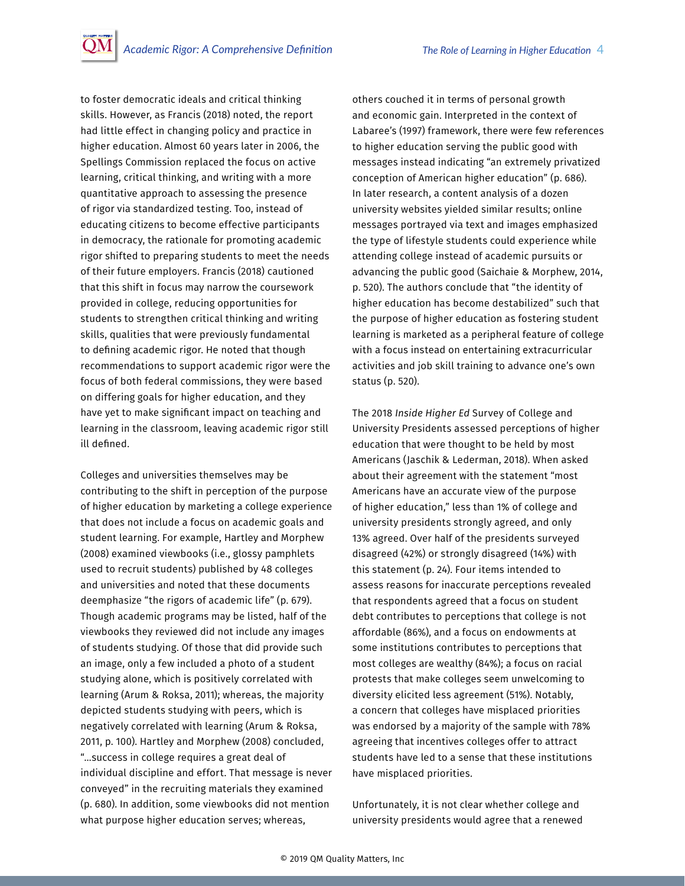to foster democratic ideals and critical thinking skills. However, as Francis (2018) noted, the report had little effect in changing policy and practice in higher education. Almost 60 years later in 2006, the Spellings Commission replaced the focus on active learning, critical thinking, and writing with a more quantitative approach to assessing the presence of rigor via standardized testing. Too, instead of educating citizens to become effective participants in democracy, the rationale for promoting academic rigor shifted to preparing students to meet the needs of their future employers. Francis (2018) cautioned that this shift in focus may narrow the coursework provided in college, reducing opportunities for students to strengthen critical thinking and writing skills, qualities that were previously fundamental to defining academic rigor. He noted that though recommendations to support academic rigor were the focus of both federal commissions, they were based on differing goals for higher education, and they have yet to make significant impact on teaching and learning in the classroom, leaving academic rigor still ill defined.

Colleges and universities themselves may be contributing to the shift in perception of the purpose of higher education by marketing a college experience that does not include a focus on academic goals and student learning. For example, Hartley and Morphew (2008) examined viewbooks (i.e., glossy pamphlets used to recruit students) published by 48 colleges and universities and noted that these documents deemphasize "the rigors of academic life" (p. 679). Though academic programs may be listed, half of the viewbooks they reviewed did not include any images of students studying. Of those that did provide such an image, only a few included a photo of a student studying alone, which is positively correlated with learning (Arum & Roksa, 2011); whereas, the majority depicted students studying with peers, which is negatively correlated with learning (Arum & Roksa, 2011, p. 100). Hartley and Morphew (2008) concluded, "...success in college requires a great deal of individual discipline and effort. That message is never conveyed" in the recruiting materials they examined (p. 680). In addition, some viewbooks did not mention what purpose higher education serves; whereas, others couched it in terms of personal growth and economic gain. Interpreted in the context of Labaree's (1997) framework, there were few references to higher education serving the public good with messages instead indicating "an extremely privatized conception of American higher education" (p. 686). In later research, a content analysis of a dozen university websites yielded similar results; online messages portrayed via text and images emphasized the type of lifestyle students could experience while attending college instead of academic pursuits or advancing the public good (Saichaie & Morphew, 2014, p. 520). The authors conclude that "the identity of higher education has become destabilized" such that the purpose of higher education as fostering student learning is marketed as a peripheral feature of college with a focus instead on entertaining extracurricular activities and job skill training to advance one's own status (p. 520).

The 2018 *Inside Higher Ed* Survey of College and University Presidents assessed perceptions of higher education that were thought to be held by most Americans (Jaschik & Lederman, 2018). When asked about their agreement with the statement "most Americans have an accurate view of the purpose of higher education," less than 1% of college and university presidents strongly agreed, and only 13% agreed. Over half of the presidents surveyed disagreed (42%) or strongly disagreed (14%) with this statement (p. 24). Four items intended to assess reasons for inaccurate perceptions revealed that respondents agreed that a focus on student debt contributes to perceptions that college is not affordable (86%), and a focus on endowments at some institutions contributes to perceptions that most colleges are wealthy (84%); a focus on racial protests that make colleges seem unwelcoming to diversity elicited less agreement (51%). Notably, a concern that colleges have misplaced priorities was endorsed by a majority of the sample with 78% agreeing that incentives colleges offer to attract students have led to a sense that these institutions have misplaced priorities.

Unfortunately, it is not clear whether college and university presidents would agree that a renewed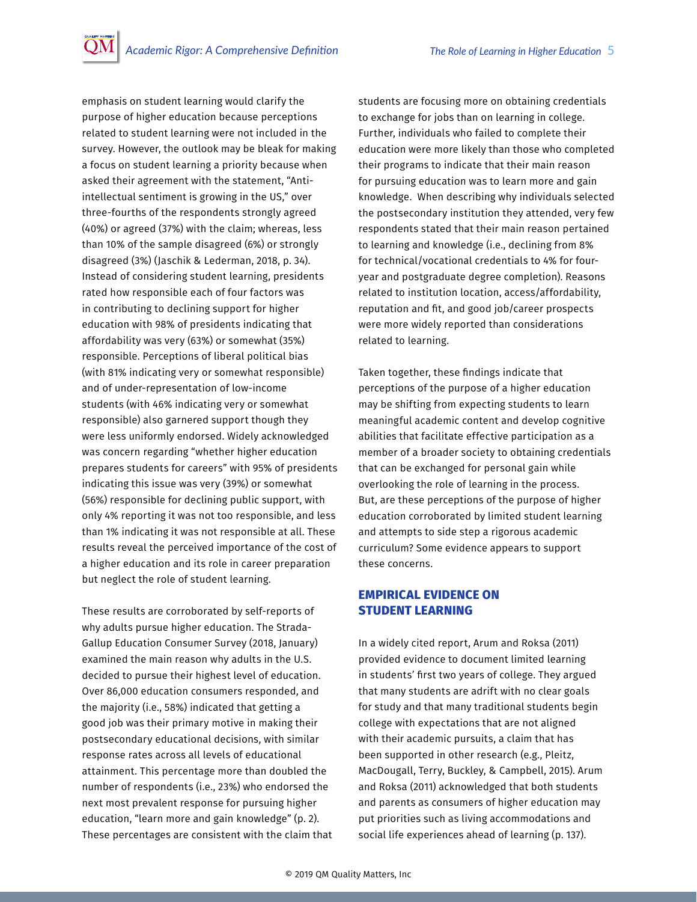emphasis on student learning would clarify the purpose of higher education because perceptions related to student learning were not included in the survey. However, the outlook may be bleak for making a focus on student learning a priority because when asked their agreement with the statement, "Anti-intellectual sentiment is growing in the US," over three-fourths of the respondents strongly agreed (40%) or agreed (37%) with the claim; whereas, less than 10% of the sample disagreed (6%) or strongly disagreed (3%) (Jaschik & Lederman, 2018, p. 34). Instead of considering student learning, presidents rated how responsible each of four factors was in contributing to declining support for higher education with 98% of presidents indicating that affordability was very (63%) or somewhat (35%) responsible. Perceptions of liberal political bias (with 81% indicating very or somewhat responsible) and of under-representation of low-income students (with 46% indicating very or somewhat responsible) also garnered support though they were less uniformly endorsed. Widely acknowledged was concern regarding "whether higher education prepares students for careers" with 95% of presidents indicating this issue was very (39%) or somewhat (56%) responsible for declining public support, with only 4% reporting it was not too responsible, and less than 1% indicating it was not responsible at all. These results reveal the perceived importance of the cost of a higher education and its role in career preparation but neglect the role of student learning.

These results are corroborated by self-reports of why adults pursue higher education. The Strada-Gallup Education Consumer Survey (2018, January) examined the main reason why adults in the U.S. decided to pursue their highest level of education. Over 86,000 education consumers responded, and the majority (i.e., 58%) indicated that getting a good job was their primary motive in making their postsecondary educational decisions, with similar response rates across all levels of educational attainment. This percentage more than doubled the number of respondents (i.e., 23%) who endorsed the next most prevalent response for pursuing higher education, "learn more and gain knowledge" (p. 2). These percentages are consistent with the claim that students are focusing more on obtaining credentials to exchange for jobs than on learning in college. Further, individuals who failed to complete their education were more likely than those who completed their programs to indicate that their main reason for pursuing education was to learn more and gain knowledge. When describing why individuals selected the postsecondary institution they attended, very few respondents stated that their main reason pertained to learning and knowledge (i.e., declining from 8% for technical/vocational credentials to 4% for four-year and postgraduate degree completion). Reasons related to institution location, access/affordability, reputation and fit, and good job/career prospects were more widely reported than considerations related to learning.

Taken together, these findings indicate that perceptions of the purpose of a higher education may be shifting from expecting students to learn meaningful academic content and develop cognitive abilities that facilitate effective participation as a member of a broader society to obtaining credentials that can be exchanged for personal gain while overlooking the role of learning in the process. But, are these perceptions of the purpose of higher education corroborated by limited student learning and attempts to side step a rigorous academic curriculum? Some evidence appears to support these concerns.

## EMPIRICAL EVIDENCE ON STUDENT LEARNING

In a widely cited report, Arum and Roksa (2011) provided evidence to document limited learning in students' first two years of college. They argued that many students are adrift with no clear goals for study and that many traditional students begin college with expectations that are not aligned with their academic pursuits, a claim that has been supported in other research (e.g., Pleitz, MacDougall, Terry, Buckley, & Campbell, 2015). Arum and Roksa (2011) acknowledged that both students and parents as consumers of higher education may put priorities such as living accommodations and social life experiences ahead of learning (p. 137).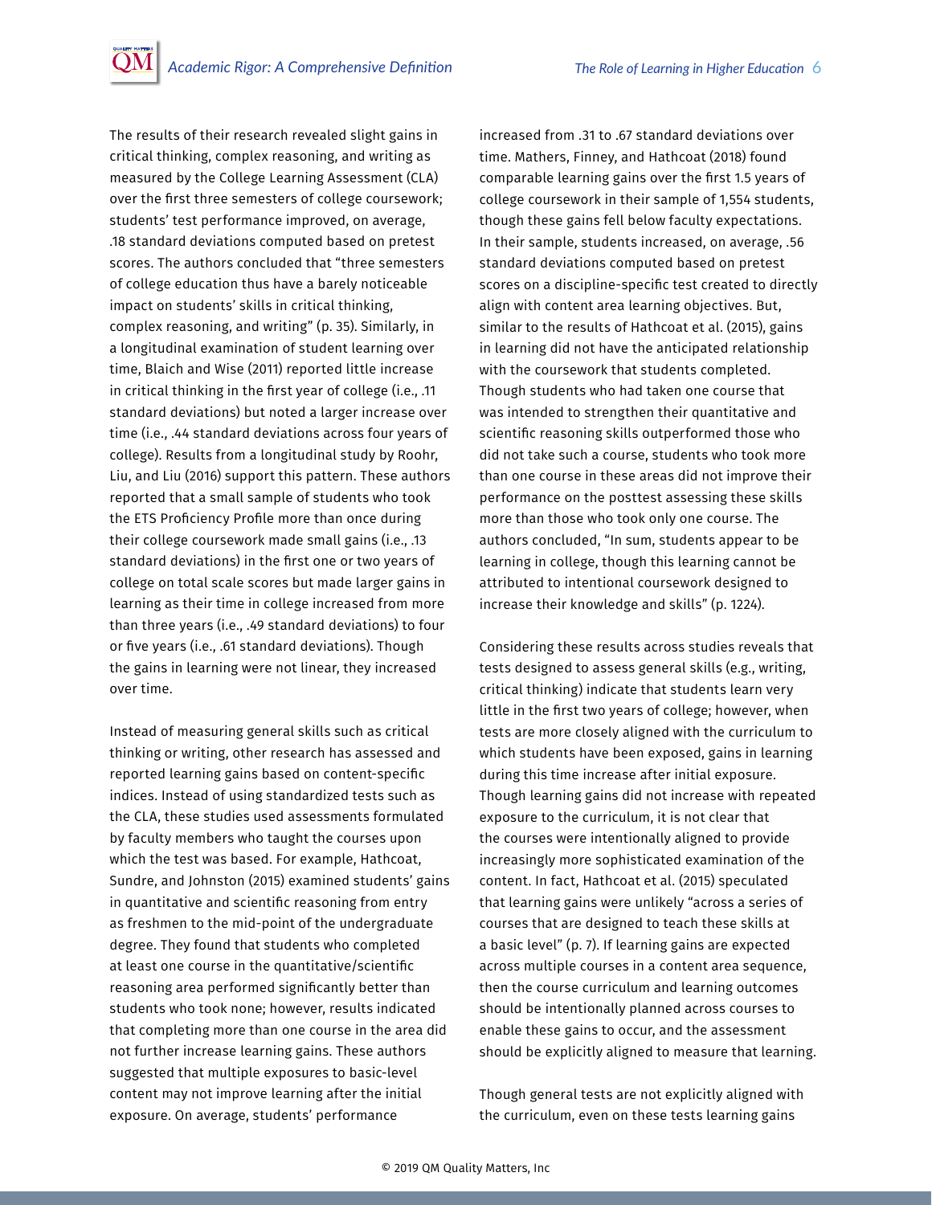The results of their research revealed slight gains in critical thinking, complex reasoning, and writing as measured by the College Learning Assessment (CLA) over the first three semesters of college coursework; students' test performance improved, on average, .18 standard deviations computed based on pretest scores. The authors concluded that "three semesters of college education thus have a barely noticeable impact on students' skills in critical thinking, complex reasoning, and writing" (p. 35). Similarly, in a longitudinal examination of student learning over time, Blaich and Wise (2011) reported little increase in critical thinking in the first year of college (i.e., .11 standard deviations) but noted a larger increase over time (i.e., .44 standard deviations across four years of college). Results from a longitudinal study by Roohr, Liu, and Liu (2016) support this pattern. These authors reported that a small sample of students who took the ETS Proficiency Profile more than once during their college coursework made small gains (i.e., .13 standard deviations) in the first one or two years of college on total scale scores but made larger gains in learning as their time in college increased from more than three years (i.e., .49 standard deviations) to four or five years (i.e., .61 standard deviations). Though the gains in learning were not linear, they increased over time.

Instead of measuring general skills such as critical thinking or writing, other research has assessed and reported learning gains based on content-specific indices. Instead of using standardized tests such as the CLA, these studies used assessments formulated by faculty members who taught the courses upon which the test was based. For example, Hathcoat, Sundre, and Johnston (2015) examined students' gains in quantitative and scientific reasoning from entry as freshmen to the mid-point of the undergraduate degree. They found that students who completed at least one course in the quantitative/scientific reasoning area performed significantly better than students who took none; however, results indicated that completing more than one course in the area did not further increase learning gains. These authors suggested that multiple exposures to basic-level content may not improve learning after the initial exposure. On average, students' performance increased from .31 to .67 standard deviations over time. Mathers, Finney, and Hathcoat (2018) found comparable learning gains over the first 1.5 years of college coursework in their sample of 1,554 students, though these gains fell below faculty expectations. In their sample, students increased, on average, .56 standard deviations computed based on pretest scores on a discipline-specific test created to directly align with content area learning objectives. But, similar to the results of Hathcoat et al. (2015), gains in learning did not have the anticipated relationship with the coursework that students completed. Though students who had taken one course that was intended to strengthen their quantitative and scientific reasoning skills outperformed those who did not take such a course, students who took more than one course in these areas did not improve their performance on the posttest assessing these skills more than those who took only one course. The authors concluded, "In sum, students appear to be learning in college, though this learning cannot be attributed to intentional coursework designed to increase their knowledge and skills" (p. 1224).

Considering these results across studies reveals that tests designed to assess general skills (e.g., writing, critical thinking) indicate that students learn very little in the first two years of college; however, when tests are more closely aligned with the curriculum to which students have been exposed, gains in learning during this time increase after initial exposure. Though learning gains did not increase with repeated exposure to the curriculum, it is not clear that the courses were intentionally aligned to provide increasingly more sophisticated examination of the content. In fact, Hathcoat et al. (2015) speculated that learning gains were unlikely "across a series of courses that are designed to teach these skills at a basic level" (p. 7). If learning gains are expected across multiple courses in a content area sequence, then the course curriculum and learning outcomes should be intentionally planned across courses to enable these gains to occur, and the assessment should be explicitly aligned to measure that learning.

Though general tests are not explicitly aligned with the curriculum, even on these tests learning gains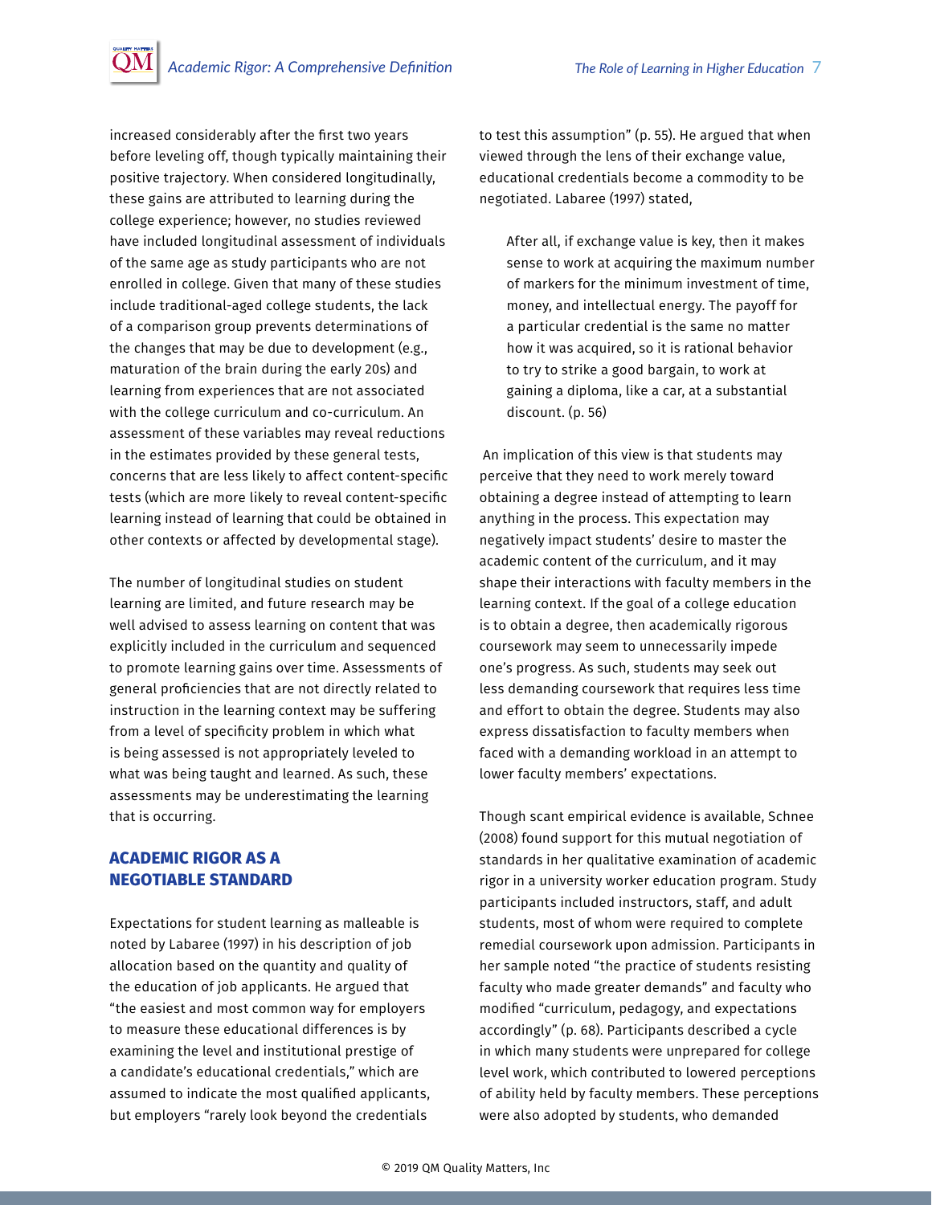increased considerably after the first two years before leveling off, though typically maintaining their positive trajectory. When considered longitudinally, these gains are attributed to learning during the college experience; however, no studies reviewed have included longitudinal assessment of individuals of the same age as study participants who are not enrolled in college. Given that many of these studies include traditional-aged college students, the lack of a comparison group prevents determinations of the changes that may be due to development (e.g., maturation of the brain during the early 20s) and learning from experiences that are not associated with the college curriculum and co-curriculum. An assessment of these variables may reveal reductions in the estimates provided by these general tests, concerns that are less likely to affect content-specific tests (which are more likely to reveal content-specific learning instead of learning that could be obtained in other contexts or affected by developmental stage).

The number of longitudinal studies on student learning are limited, and future research may be well advised to assess learning on content that was explicitly included in the curriculum and sequenced to promote learning gains over time. Assessments of general proficiencies that are not directly related to instruction in the learning context may be suffering from a level of specificity problem in which what is being assessed is not appropriately leveled to what was being taught and learned. As such, these assessments may be underestimating the learning that is occurring.

## ACADEMIC RIGOR AS A NEGOTIABLE STANDARD

Expectations for student learning as malleable is noted by Labaree (1997) in his description of job allocation based on the quantity and quality of the education of job applicants. He argued that "the easiest and most common way for employers to measure these educational differences is by examining the level and institutional prestige of a candidate's educational credentials," which are assumed to indicate the most qualified applicants, but employers "rarely look beyond the credentials to test this assumption" (p. 55). He argued that when viewed through the lens of their exchange value, educational credentials become a commodity to be negotiated. Labaree (1997) stated,

> After all, if exchange value is key, then it makes sense to work at acquiring the maximum number of markers for the minimum investment of time, money, and intellectual energy. The payoff for a particular credential is the same no matter how it was acquired, so it is rational behavior to try to strike a good bargain, to work at gaining a diploma, like a car, at a substantial discount. (p. 56)

An implication of this view is that students may perceive that they need to work merely toward obtaining a degree instead of attempting to learn anything in the process. This expectation may negatively impact students' desire to master the academic content of the curriculum, and it may shape their interactions with faculty members in the learning context. If the goal of a college education is to obtain a degree, then academically rigorous coursework may seem to unnecessarily impede one's progress. As such, students may seek out less demanding coursework that requires less time and effort to obtain the degree. Students may also express dissatisfaction to faculty members when faced with a demanding workload in an attempt to lower faculty members' expectations.

Though scant empirical evidence is available, Schnee (2008) found support for this mutual negotiation of standards in her qualitative examination of academic rigor in a university worker education program. Study participants included instructors, staff, and adult students, most of whom were required to complete remedial coursework upon admission. Participants in her sample noted "the practice of students resisting faculty who made greater demands" and faculty who modified "curriculum, pedagogy, and expectations accordingly" (p. 68). Participants described a cycle in which many students were unprepared for college level work, which contributed to lowered perceptions of ability held by faculty members. These perceptions were also adopted by students, who demanded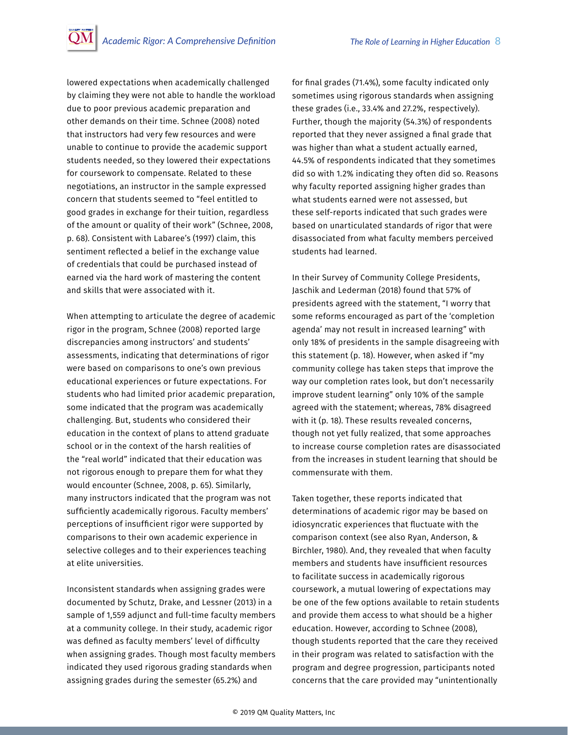lowered expectations when academically challenged by claiming they were not able to handle the workload due to poor previous academic preparation and other demands on their time. Schnee (2008) noted that instructors had very few resources and were unable to continue to provide the academic support students needed, so they lowered their expectations for coursework to compensate. Related to these negotiations, an instructor in the sample expressed concern that students seemed to "feel entitled to good grades in exchange for their tuition, regardless of the amount or quality of their work" (Schnee, 2008, p. 68). Consistent with Labaree's (1997) claim, this sentiment reflected a belief in the exchange value of credentials that could be purchased instead of earned via the hard work of mastering the content and skills that were associated with it.

When attempting to articulate the degree of academic rigor in the program, Schnee (2008) reported large discrepancies among instructors' and students' assessments, indicating that determinations of rigor were based on comparisons to one's own previous educational experiences or future expectations. For students who had limited prior academic preparation, some indicated that the program was academically challenging. But, students who considered their education in the context of plans to attend graduate school or in the context of the harsh realities of the "real world" indicated that their education was not rigorous enough to prepare them for what they would encounter (Schnee, 2008, p. 65). Similarly, many instructors indicated that the program was not sufficiently academically rigorous. Faculty members' perceptions of insufficient rigor were supported by comparisons to their own academic experience in selective colleges and to their experiences teaching at elite universities.

Inconsistent standards when assigning grades were documented by Schutz, Drake, and Lessner (2013) in a sample of 1,559 adjunct and full-time faculty members at a community college. In their study, academic rigor was defined as faculty members' level of difficulty when assigning grades. Though most faculty members indicated they used rigorous grading standards when assigning grades during the semester (65.2%) and for final grades (71.4%), some faculty indicated only sometimes using rigorous standards when assigning these grades (i.e., 33.4% and 27.2%, respectively). Further, though the majority (54.3%) of respondents reported that they never assigned a final grade that was higher than what a student actually earned, 44.5% of respondents indicated that they sometimes did so with 1.2% indicating they often did so. Reasons why faculty reported assigning higher grades than what students earned were not assessed, but these self-reports indicated that such grades were based on unarticulated standards of rigor that were disassociated from what faculty members perceived students had learned.

In their Survey of Community College Presidents, Jaschik and Lederman (2018) found that 57% of presidents agreed with the statement, "I worry that some reforms encouraged as part of the 'completion agenda' may not result in increased learning" with only 18% of presidents in the sample disagreeing with this statement (p. 18). However, when asked if "my community college has taken steps that improve the way our completion rates look, but don't necessarily improve student learning" only 10% of the sample agreed with the statement; whereas, 78% disagreed with it (p. 18). These results revealed concerns, though not yet fully realized, that some approaches to increase course completion rates are disassociated from the increases in student learning that should be commensurate with them.

Taken together, these reports indicated that determinations of academic rigor may be based on idiosyncratic experiences that fluctuate with the comparison context (see also Ryan, Anderson, & Birchler, 1980). And, they revealed that when faculty members and students have insufficient resources to facilitate success in academically rigorous coursework, a mutual lowering of expectations may be one of the few options available to retain students and provide them access to what should be a higher education. However, according to Schnee (2008), though students reported that the care they received in their program was related to satisfaction with the program and degree progression, participants noted concerns that the care provided may "unintentionally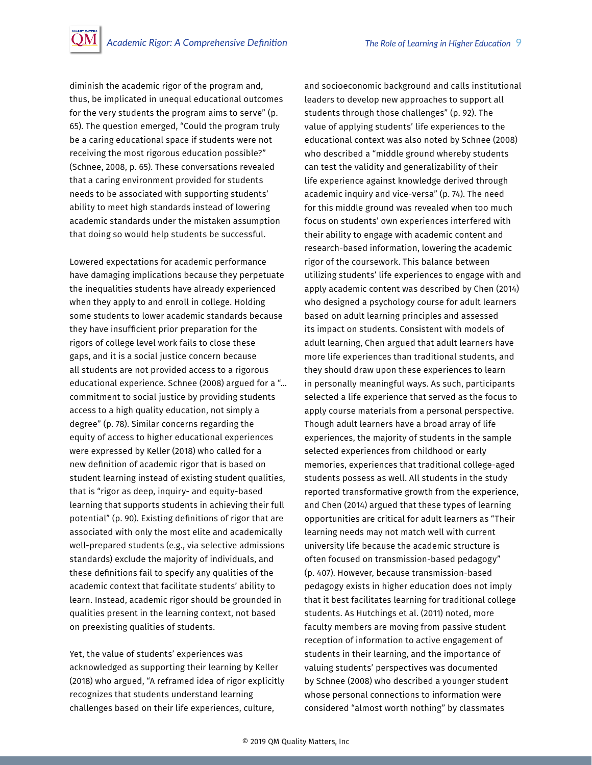diminish the academic rigor of the program and, thus, be implicated in unequal educational outcomes for the very students the program aims to serve" (p. 65). The question emerged, "Could the program truly be a caring educational space if students were not receiving the most rigorous education possible?" (Schnee, 2008, p. 65). These conversations revealed that a caring environment provided for students needs to be associated with supporting students' ability to meet high standards instead of lowering academic standards under the mistaken assumption that doing so would help students be successful.

Lowered expectations for academic performance have damaging implications because they perpetuate the inequalities students have already experienced when they apply to and enroll in college. Holding some students to lower academic standards because they have insufficient prior preparation for the rigors of college level work fails to close these gaps, and it is a social justice concern because all students are not provided access to a rigorous educational experience. Schnee (2008) argued for a "… commitment to social justice by providing students access to a high quality education, not simply a degree" (p. 78). Similar concerns regarding the equity of access to higher educational experiences were expressed by Keller (2018) who called for a new definition of academic rigor that is based on student learning instead of existing student qualities, that is "rigor as deep, inquiry- and equity-based learning that supports students in achieving their full potential" (p. 90). Existing definitions of rigor that are associated with only the most elite and academically well-prepared students (e.g., via selective admissions standards) exclude the majority of individuals, and these definitions fail to specify any qualities of the academic context that facilitate students' ability to learn. Instead, academic rigor should be grounded in qualities present in the learning context, not based on preexisting qualities of students.

Yet, the value of students' experiences was acknowledged as supporting their learning by Keller (2018) who argued, "A reframed idea of rigor explicitly recognizes that students understand learning challenges based on their life experiences, culture, and socioeconomic background and calls institutional leaders to develop new approaches to support all students through those challenges" (p. 92). The value of applying students' life experiences to the educational context was also noted by Schnee (2008) who described a "middle ground whereby students can test the validity and generalizability of their life experience against knowledge derived through academic inquiry and vice-versa" (p. 74). The need for this middle ground was revealed when too much focus on students' own experiences interfered with their ability to engage with academic content and research-based information, lowering the academic rigor of the coursework. This balance between utilizing students' life experiences to engage with and apply academic content was described by Chen (2014) who designed a psychology course for adult learners based on adult learning principles and assessed its impact on students. Consistent with models of adult learning, Chen argued that adult learners have more life experiences than traditional students, and they should draw upon these experiences to learn in personally meaningful ways. As such, participants selected a life experience that served as the focus to apply course materials from a personal perspective. Though adult learners have a broad array of life experiences, the majority of students in the sample selected experiences from childhood or early memories, experiences that traditional college-aged students possess as well. All students in the study reported transformative growth from the experience, and Chen (2014) argued that these types of learning opportunities are critical for adult learners as "Their learning needs may not match well with current university life because the academic structure is often focused on transmission-based pedagogy" (p. 407). However, because transmission-based pedagogy exists in higher education does not imply that it best facilitates learning for traditional college students. As Hutchings et al. (2011) noted, more faculty members are moving from passive student reception of information to active engagement of students in their learning, and the importance of valuing students' perspectives was documented by Schnee (2008) who described a younger student whose personal connections to information were considered "almost worth nothing" by classmates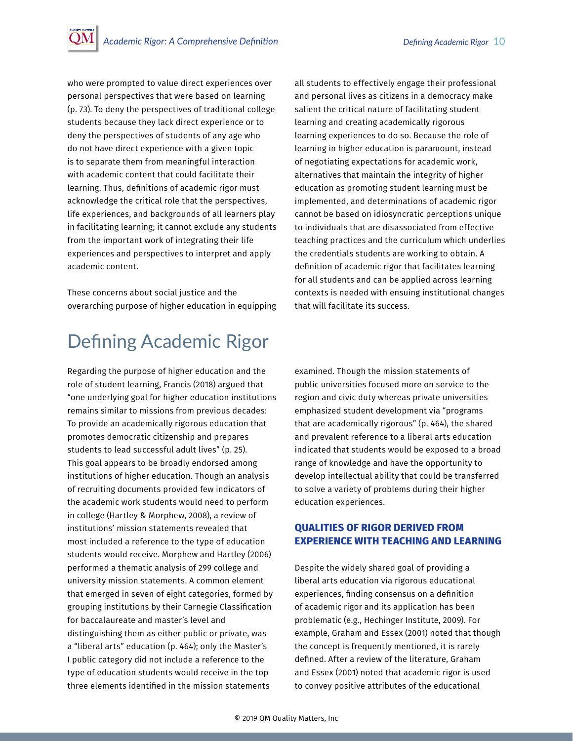who were prompted to value direct experiences over personal perspectives that were based on learning (p. 73). To deny the perspectives of traditional college students because they lack direct experience or to deny the perspectives of students of any age who do not have direct experience with a given topic is to separate them from meaningful interaction with academic content that could facilitate their learning. Thus, definitions of academic rigor must acknowledge the critical role that the perspectives, life experiences, and backgrounds of all learners play in facilitating learning; it cannot exclude any students from the important work of integrating their life experiences and perspectives to interpret and apply academic content.

These concerns about social justice and the overarching purpose of higher education in equipping all students to effectively engage their professional and personal lives as citizens in a democracy make salient the critical nature of facilitating student learning and creating academically rigorous learning experiences to do so. Because the role of learning in higher education is paramount, instead of negotiating expectations for academic work, alternatives that maintain the integrity of higher education as promoting student learning must be implemented, and determinations of academic rigor cannot be based on idiosyncratic perceptions unique to individuals that are disassociated from effective teaching practices and the curriculum which underlies the credentials students are working to obtain. A definition of academic rigor that facilitates learning for all students and can be applied across learning contexts is needed with ensuing institutional changes that will facilitate its success.

# Defining Academic Rigor

Regarding the purpose of higher education and the role of student learning, Francis (2018) argued that "one underlying goal for higher education institutions remains similar to missions from previous decades: To provide an academically rigorous education that promotes democratic citizenship and prepares students to lead successful adult lives" (p. 25). This goal appears to be broadly endorsed among institutions of higher education. Though an analysis of recruiting documents provided few indicators of the academic work students would need to perform in college (Hartley & Morphew, 2008), a review of institutions' mission statements revealed that most included a reference to the type of education students would receive. Morphew and Hartley (2006) performed a thematic analysis of 299 college and university mission statements. A common element that emerged in seven of eight categories, formed by grouping institutions by their Carnegie Classification for baccalaureate and master's level and distinguishing them as either public or private, was a "liberal arts" education (p. 464); only the Master's I public category did not include a reference to the type of education students would receive in the top three elements identified in the mission statements examined. Though the mission statements of public universities focused more on service to the region and civic duty whereas private universities emphasized student development via "programs that are academically rigorous" (p. 464), the shared and prevalent reference to a liberal arts education indicated that students would be exposed to a broad range of knowledge and have the opportunity to develop intellectual ability that could be transferred to solve a variety of problems during their higher education experiences.

## QUALITIES OF RIGOR DERIVED FROM EXPERIENCE WITH TEACHING AND LEARNING

Despite the widely shared goal of providing a liberal arts education via rigorous educational experiences, finding consensus on a definition of academic rigor and its application has been problematic (e.g., Hechinger Institute, 2009). For example, Graham and Essex (2001) noted that though the concept is frequently mentioned, it is rarely defined. After a review of the literature, Graham and Essex (2001) noted that academic rigor is used to convey positive attributes of the educational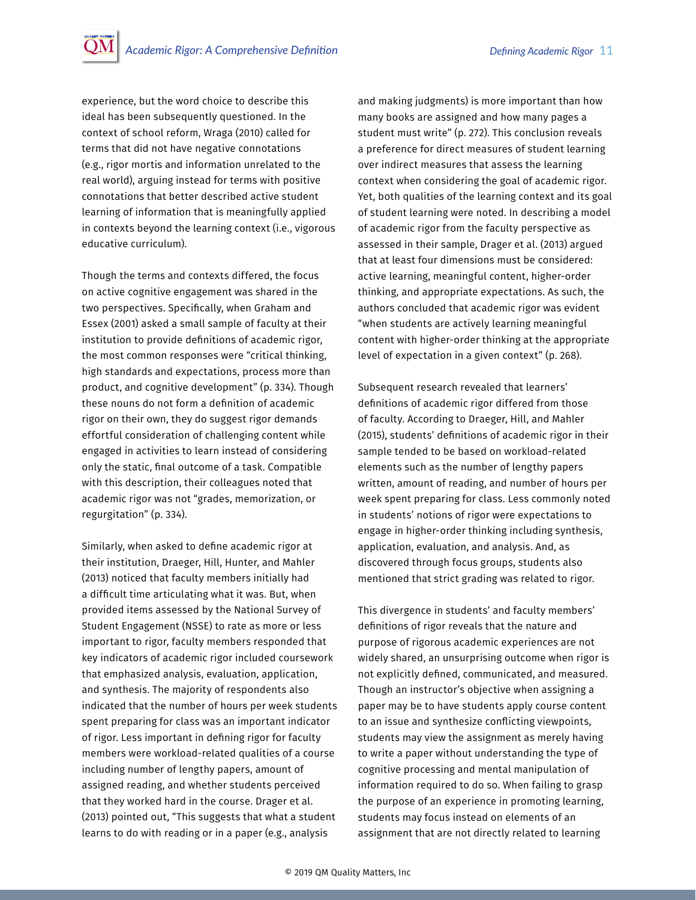experience, but the word choice to describe this ideal has been subsequently questioned. In the context of school reform, Wraga (2010) called for terms that did not have negative connotations (e.g., rigor mortis and information unrelated to the real world), arguing instead for terms with positive connotations that better described active student learning of information that is meaningfully applied in contexts beyond the learning context (i.e., vigorous educative curriculum).

Though the terms and contexts differed, the focus on active cognitive engagement was shared in the two perspectives. Specifically, when Graham and Essex (2001) asked a small sample of faculty at their institution to provide definitions of academic rigor, the most common responses were "critical thinking, high standards and expectations, process more than product, and cognitive development" (p. 334). Though these nouns do not form a definition of academic rigor on their own, they do suggest rigor demands effortful consideration of challenging content while engaged in activities to learn instead of considering only the static, final outcome of a task. Compatible with this description, their colleagues noted that academic rigor was not "grades, memorization, or regurgitation" (p. 334).

Similarly, when asked to define academic rigor at their institution, Draeger, Hill, Hunter, and Mahler (2013) noticed that faculty members initially had a difficult time articulating what it was. But, when provided items assessed by the National Survey of Student Engagement (NSSE) to rate as more or less important to rigor, faculty members responded that key indicators of academic rigor included coursework that emphasized analysis, evaluation, application, and synthesis. The majority of respondents also indicated that the number of hours per week students spent preparing for class was an important indicator of rigor. Less important in defining rigor for faculty members were workload-related qualities of a course including number of lengthy papers, amount of assigned reading, and whether students perceived that they worked hard in the course. Drager et al. (2013) pointed out, "This suggests that what a student learns to do with reading or in a paper (e.g., analysis and making judgments) is more important than how many books are assigned and how many pages a student must write" (p. 272). This conclusion reveals a preference for direct measures of student learning over indirect measures that assess the learning context when considering the goal of academic rigor. Yet, both qualities of the learning context and its goal of student learning were noted. In describing a model of academic rigor from the faculty perspective as assessed in their sample, Drager et al. (2013) argued that at least four dimensions must be considered: active learning, meaningful content, higher-order thinking, and appropriate expectations. As such, the authors concluded that academic rigor was evident "when students are actively learning meaningful content with higher-order thinking at the appropriate level of expectation in a given context" (p. 268).

Subsequent research revealed that learners' definitions of academic rigor differed from those of faculty. According to Draeger, Hill, and Mahler (2015), students' definitions of academic rigor in their sample tended to be based on workload-related elements such as the number of lengthy papers written, amount of reading, and number of hours per week spent preparing for class. Less commonly noted in students' notions of rigor were expectations to engage in higher-order thinking including synthesis, application, evaluation, and analysis. And, as discovered through focus groups, students also mentioned that strict grading was related to rigor.

This divergence in students' and faculty members' definitions of rigor reveals that the nature and purpose of rigorous academic experiences are not widely shared, an unsurprising outcome when rigor is not explicitly defined, communicated, and measured. Though an instructor's objective when assigning a paper may be to have students apply course content to an issue and synthesize conflicting viewpoints, students may view the assignment as merely having to write a paper without understanding the type of cognitive processing and mental manipulation of information required to do so. When failing to grasp the purpose of an experience in promoting learning, students may focus instead on elements of an assignment that are not directly related to learning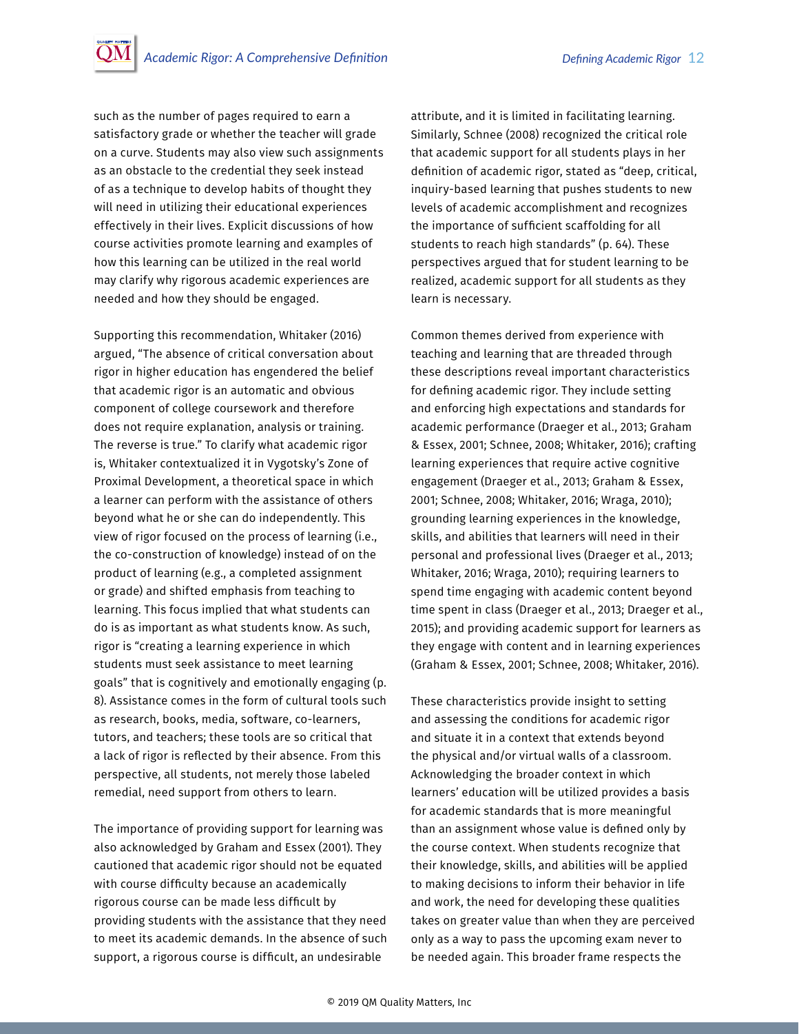such as the number of pages required to earn a satisfactory grade or whether the teacher will grade on a curve. Students may also view such assignments as an obstacle to the credential they seek instead of as a technique to develop habits of thought they will need in utilizing their educational experiences effectively in their lives. Explicit discussions of how course activities promote learning and examples of how this learning can be utilized in the real world may clarify why rigorous academic experiences are needed and how they should be engaged.

Supporting this recommendation, Whitaker (2016) argued, "The absence of critical conversation about rigor in higher education has engendered the belief that academic rigor is an automatic and obvious component of college coursework and therefore does not require explanation, analysis or training. The reverse is true." To clarify what academic rigor is, Whitaker contextualized it in Vygotsky's Zone of Proximal Development, a theoretical space in which a learner can perform with the assistance of others beyond what he or she can do independently. This view of rigor focused on the process of learning (i.e., the co-construction of knowledge) instead of on the product of learning (e.g., a completed assignment or grade) and shifted emphasis from teaching to learning. This focus implied that what students can do is as important as what students know. As such, rigor is "creating a learning experience in which students must seek assistance to meet learning goals" that is cognitively and emotionally engaging (p. 8). Assistance comes in the form of cultural tools such as research, books, media, software, co-learners, tutors, and teachers; these tools are so critical that a lack of rigor is reflected by their absence. From this perspective, all students, not merely those labeled remedial, need support from others to learn.

The importance of providing support for learning was also acknowledged by Graham and Essex (2001). They cautioned that academic rigor should not be equated with course difficulty because an academically rigorous course can be made less difficult by providing students with the assistance that they need to meet its academic demands. In the absence of such support, a rigorous course is difficult, an undesirable attribute, and it is limited in facilitating learning. Similarly, Schnee (2008) recognized the critical role that academic support for all students plays in her definition of academic rigor, stated as "deep, critical, inquiry-based learning that pushes students to new levels of academic accomplishment and recognizes the importance of sufficient scaffolding for all students to reach high standards" (p. 64). These perspectives argued that for student learning to be realized, academic support for all students as they learn is necessary.

Common themes derived from experience with teaching and learning that are threaded through these descriptions reveal important characteristics for defining academic rigor. They include setting and enforcing high expectations and standards for academic performance (Draeger et al., 2013; Graham & Essex, 2001; Schnee, 2008; Whitaker, 2016); crafting learning experiences that require active cognitive engagement (Draeger et al., 2013; Graham & Essex, 2001; Schnee, 2008; Whitaker, 2016; Wraga, 2010); grounding learning experiences in the knowledge, skills, and abilities that learners will need in their personal and professional lives (Draeger et al., 2013; Whitaker, 2016; Wraga, 2010); requiring learners to spend time engaging with academic content beyond time spent in class (Draeger et al., 2013; Draeger et al., 2015); and providing academic support for learners as they engage with content and in learning experiences (Graham & Essex, 2001; Schnee, 2008; Whitaker, 2016).

These characteristics provide insight to setting and assessing the conditions for academic rigor and situate it in a context that extends beyond the physical and/or virtual walls of a classroom. Acknowledging the broader context in which learners' education will be utilized provides a basis for academic standards that is more meaningful than an assignment whose value is defined only by the course context. When students recognize that their knowledge, skills, and abilities will be applied to making decisions to inform their behavior in life and work, the need for developing these qualities takes on greater value than when they are perceived only as a way to pass the upcoming exam never to be needed again. This broader frame respects the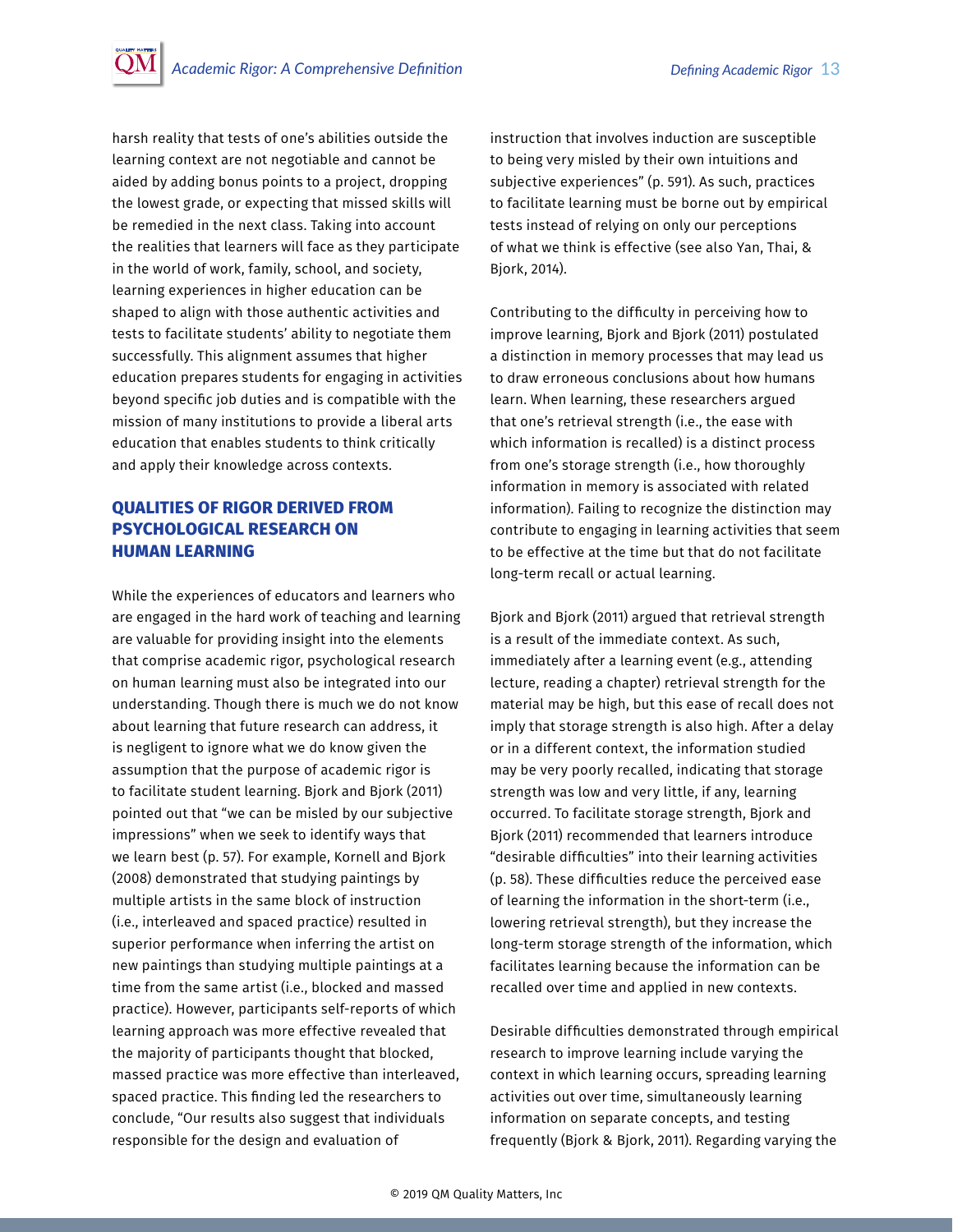harsh reality that tests of one's abilities outside the learning context are not negotiable and cannot be aided by adding bonus points to a project, dropping the lowest grade, or expecting that missed skills will be remedied in the next class. Taking into account the realities that learners will face as they participate in the world of work, family, school, and society, learning experiences in higher education can be shaped to align with those authentic activities and tests to facilitate students' ability to negotiate them successfully. This alignment assumes that higher education prepares students for engaging in activities beyond specific job duties and is compatible with the mission of many institutions to provide a liberal arts education that enables students to think critically and apply their knowledge across contexts.

## QUALITIES OF RIGOR DERIVED FROM PSYCHOLOGICAL RESEARCH ON HUMAN LEARNING

While the experiences of educators and learners who are engaged in the hard work of teaching and learning are valuable for providing insight into the elements that comprise academic rigor, psychological research on human learning must also be integrated into our understanding. Though there is much we do not know about learning that future research can address, it is negligent to ignore what we do know given the assumption that the purpose of academic rigor is to facilitate student learning. Bjork and Bjork (2011) pointed out that "we can be misled by our subjective impressions" when we seek to identify ways that we learn best (p. 57). For example, Kornell and Bjork (2008) demonstrated that studying paintings by multiple artists in the same block of instruction (i.e., interleaved and spaced practice) resulted in superior performance when inferring the artist on new paintings than studying multiple paintings at a time from the same artist (i.e., blocked and massed practice). However, participants self-reports of which learning approach was more effective revealed that the majority of participants thought that blocked, massed practice was more effective than interleaved, spaced practice. This finding led the researchers to conclude, "Our results also suggest that individuals responsible for the design and evaluation of instruction that involves induction are susceptible to being very misled by their own intuitions and subjective experiences" (p. 591). As such, practices to facilitate learning must be borne out by empirical tests instead of relying on only our perceptions of what we think is effective (see also Yan, Thai, & Bjork, 2014).

Contributing to the difficulty in perceiving how to improve learning, Bjork and Bjork (2011) postulated a distinction in memory processes that may lead us to draw erroneous conclusions about how humans learn. When learning, these researchers argued that one's retrieval strength (i.e., the ease with which information is recalled) is a distinct process from one's storage strength (i.e., how thoroughly information in memory is associated with related information). Failing to recognize the distinction may contribute to engaging in learning activities that seem to be effective at the time but that do not facilitate long-term recall or actual learning.

Bjork and Bjork (2011) argued that retrieval strength is a result of the immediate context. As such, immediately after a learning event (e.g., attending lecture, reading a chapter) retrieval strength for the material may be high, but this ease of recall does not imply that storage strength is also high. After a delay or in a different context, the information studied may be very poorly recalled, indicating that storage strength was low and very little, if any, learning occurred. To facilitate storage strength, Bjork and Bjork (2011) recommended that learners introduce "desirable difficulties" into their learning activities (p. 58). These difficulties reduce the perceived ease of learning the information in the short-term (i.e., lowering retrieval strength), but they increase the long-term storage strength of the information, which facilitates learning because the information can be recalled over time and applied in new contexts.

Desirable difficulties demonstrated through empirical research to improve learning include varying the context in which learning occurs, spreading learning activities out over time, simultaneously learning information on separate concepts, and testing frequently (Bjork & Bjork, 2011). Regarding varying the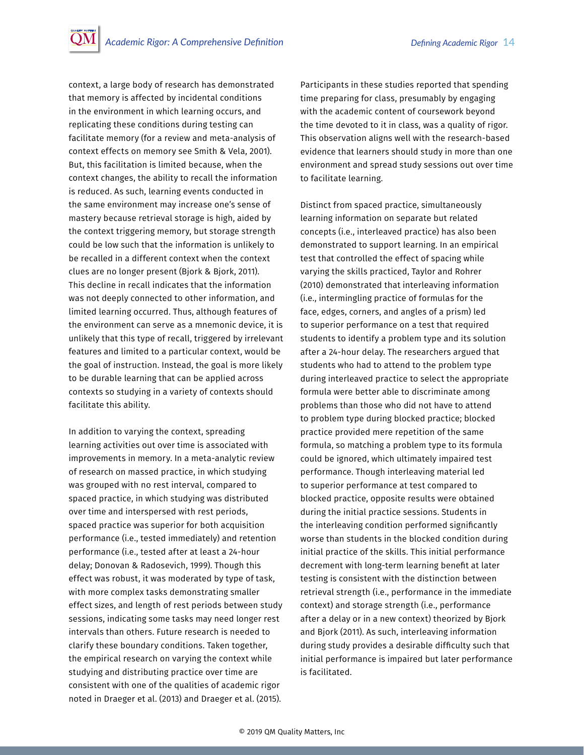context, a large body of research has demonstrated that memory is affected by incidental conditions in the environment in which learning occurs, and replicating these conditions during testing can facilitate memory (for a review and meta-analysis of context effects on memory see Smith & Vela, 2001). But, this facilitation is limited because, when the context changes, the ability to recall the information is reduced. As such, learning events conducted in the same environment may increase one's sense of mastery because retrieval storage is high, aided by the context triggering memory, but storage strength could be low such that the information is unlikely to be recalled in a different context when the context clues are no longer present (Bjork & Bjork, 2011). This decline in recall indicates that the information was not deeply connected to other information, and limited learning occurred. Thus, although features of the environment can serve as a mnemonic device, it is unlikely that this type of recall, triggered by irrelevant features and limited to a particular context, would be the goal of instruction. Instead, the goal is more likely to be durable learning that can be applied across contexts so studying in a variety of contexts should facilitate this ability.

In addition to varying the context, spreading learning activities out over time is associated with improvements in memory. In a meta-analytic review of research on massed practice, in which studying was grouped with no rest interval, compared to spaced practice, in which studying was distributed over time and interspersed with rest periods, spaced practice was superior for both acquisition performance (i.e., tested immediately) and retention performance (i.e., tested after at least a 24-hour delay; Donovan & Radosevich, 1999). Though this effect was robust, it was moderated by type of task, with more complex tasks demonstrating smaller effect sizes, and length of rest periods between study sessions, indicating some tasks may need longer rest intervals than others. Future research is needed to clarify these boundary conditions. Taken together, the empirical research on varying the context while studying and distributing practice over time are consistent with one of the qualities of academic rigor noted in Draeger et al. (2013) and Draeger et al. (2015). Participants in these studies reported that spending time preparing for class, presumably by engaging with the academic content of coursework beyond the time devoted to it in class, was a quality of rigor. This observation aligns well with the research-based evidence that learners should study in more than one environment and spread study sessions out over time to facilitate learning.

Distinct from spaced practice, simultaneously learning information on separate but related concepts (i.e., interleaved practice) has also been demonstrated to support learning. In an empirical test that controlled the effect of spacing while varying the skills practiced, Taylor and Rohrer (2010) demonstrated that interleaving information (i.e., intermingling practice of formulas for the face, edges, corners, and angles of a prism) led to superior performance on a test that required students to identify a problem type and its solution after a 24-hour delay. The researchers argued that students who had to attend to the problem type during interleaved practice to select the appropriate formula were better able to discriminate among problems than those who did not have to attend to problem type during blocked practice; blocked practice provided mere repetition of the same formula, so matching a problem type to its formula could be ignored, which ultimately impaired test performance. Though interleaving material led to superior performance at test compared to blocked practice, opposite results were obtained during the initial practice sessions. Students in the interleaving condition performed significantly worse than students in the blocked condition during initial practice of the skills. This initial performance decrement with long-term learning benefit at later testing is consistent with the distinction between retrieval strength (i.e., performance in the immediate context) and storage strength (i.e., performance after a delay or in a new context) theorized by Bjork and Bjork (2011). As such, interleaving information during study provides a desirable difficulty such that initial performance is impaired but later performance is facilitated.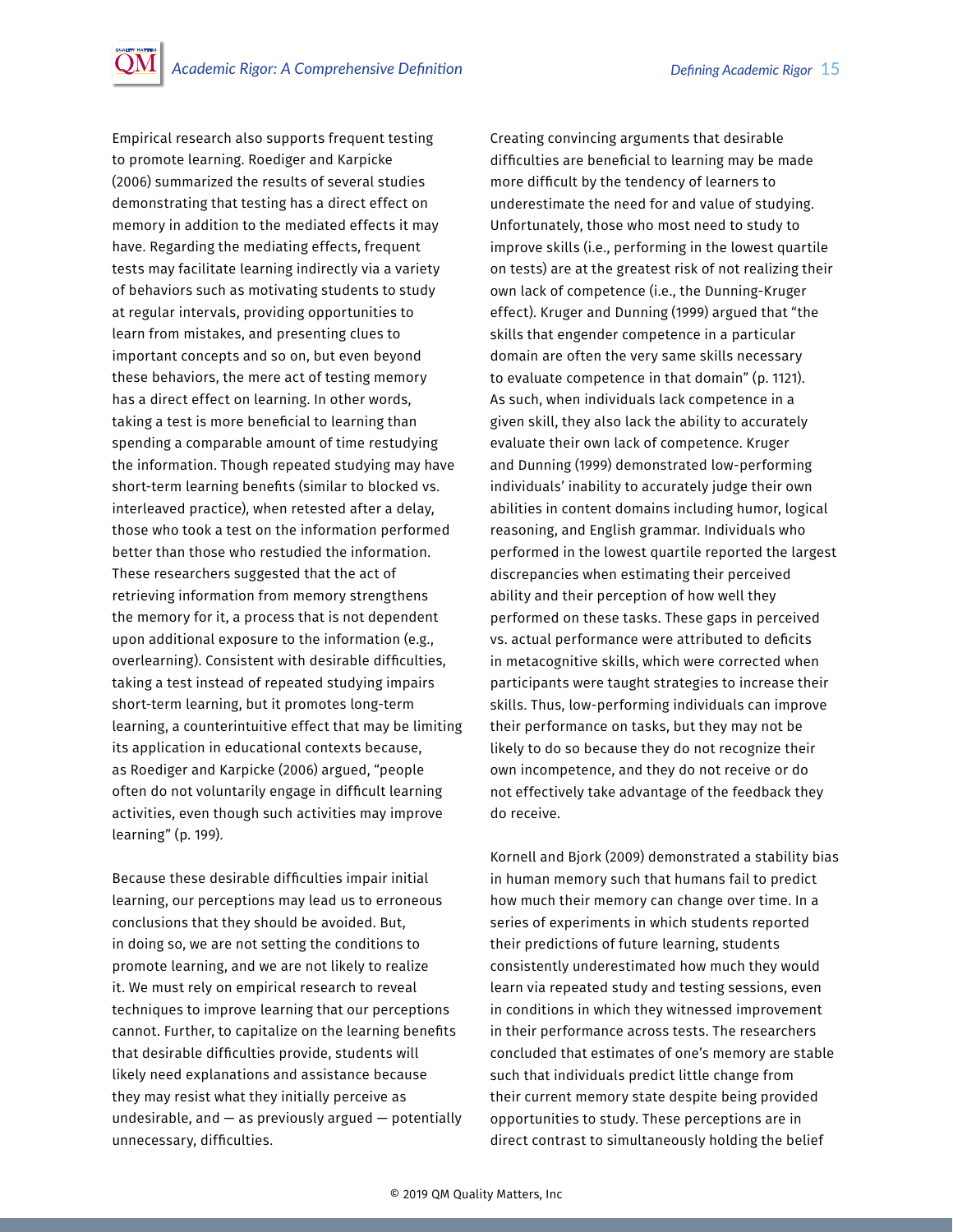Empirical research also supports frequent testing to promote learning. Roediger and Karpicke (2006) summarized the results of several studies demonstrating that testing has a direct effect on memory in addition to the mediated effects it may have. Regarding the mediating effects, frequent tests may facilitate learning indirectly via a variety of behaviors such as motivating students to study at regular intervals, providing opportunities to learn from mistakes, and presenting clues to important concepts and so on, but even beyond these behaviors, the mere act of testing memory has a direct effect on learning. In other words, taking a test is more beneficial to learning than spending a comparable amount of time restudying the information. Though repeated studying may have short-term learning benefits (similar to blocked vs. interleaved practice), when retested after a delay, those who took a test on the information performed better than those who restudied the information. These researchers suggested that the act of retrieving information from memory strengthens the memory for it, a process that is not dependent upon additional exposure to the information (e.g., overlearning). Consistent with desirable difficulties, taking a test instead of repeated studying impairs short-term learning, but it promotes long-term learning, a counterintuitive effect that may be limiting its application in educational contexts because, as Roediger and Karpicke (2006) argued, "people often do not voluntarily engage in difficult learning activities, even though such activities may improve learning" (p. 199).

Because these desirable difficulties impair initial learning, our perceptions may lead us to erroneous conclusions that they should be avoided. But, in doing so, we are not setting the conditions to promote learning, and we are not likely to realize it. We must rely on empirical research to reveal techniques to improve learning that our perceptions cannot. Further, to capitalize on the learning benefits that desirable difficulties provide, students will likely need explanations and assistance because they may resist what they initially perceive as undesirable, and — as previously argued — potentially unnecessary, difficulties.

Creating convincing arguments that desirable difficulties are beneficial to learning may be made more difficult by the tendency of learners to underestimate the need for and value of studying. Unfortunately, those who most need to study to improve skills (i.e., performing in the lowest quartile on tests) are at the greatest risk of not realizing their own lack of competence (i.e., the Dunning-Kruger effect). Kruger and Dunning (1999) argued that "the skills that engender competence in a particular domain are often the very same skills necessary to evaluate competence in that domain" (p. 1121). As such, when individuals lack competence in a given skill, they also lack the ability to accurately evaluate their own lack of competence. Kruger and Dunning (1999) demonstrated low-performing individuals' inability to accurately judge their own abilities in content domains including humor, logical reasoning, and English grammar. Individuals who performed in the lowest quartile reported the largest discrepancies when estimating their perceived ability and their perception of how well they performed on these tasks. These gaps in perceived vs. actual performance were attributed to deficits in metacognitive skills, which were corrected when participants were taught strategies to increase their skills. Thus, low-performing individuals can improve their performance on tasks, but they may not be likely to do so because they do not recognize their own incompetence, and they do not receive or do not effectively take advantage of the feedback they do receive.

Kornell and Bjork (2009) demonstrated a stability bias in human memory such that humans fail to predict how much their memory can change over time. In a series of experiments in which students reported their predictions of future learning, students consistently underestimated how much they would learn via repeated study and testing sessions, even in conditions in which they witnessed improvement in their performance across tests. The researchers concluded that estimates of one's memory are stable such that individuals predict little change from their current memory state despite being provided opportunities to study. These perceptions are in direct contrast to simultaneously holding the belief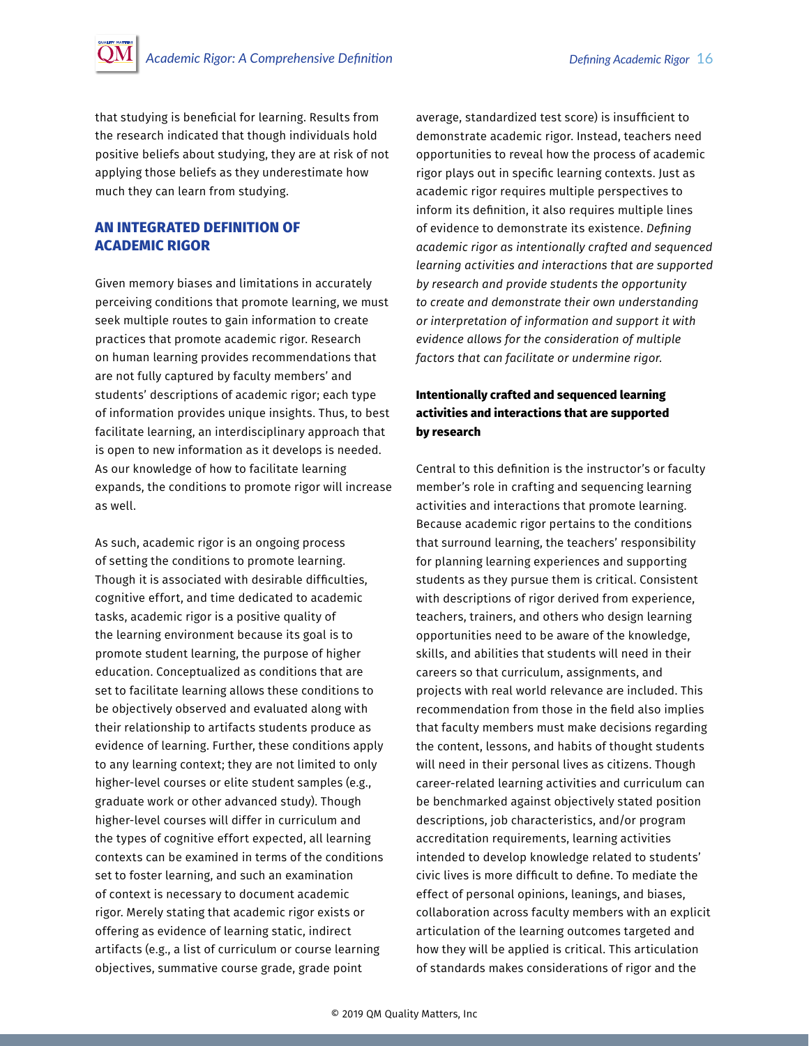that studying is beneficial for learning. Results from the research indicated that though individuals hold positive beliefs about studying, they are at risk of not applying those beliefs as they underestimate how much they can learn from studying.

## AN INTEGRATED DEFINITION OF ACADEMIC RIGOR

Given memory biases and limitations in accurately perceiving conditions that promote learning, we must seek multiple routes to gain information to create practices that promote academic rigor. Research on human learning provides recommendations that are not fully captured by faculty members' and students' descriptions of academic rigor; each type of information provides unique insights. Thus, to best facilitate learning, an interdisciplinary approach that is open to new information as it develops is needed. As our knowledge of how to facilitate learning expands, the conditions to promote rigor will increase as well.

As such, academic rigor is an ongoing process of setting the conditions to promote learning. Though it is associated with desirable difficulties, cognitive effort, and time dedicated to academic tasks, academic rigor is a positive quality of the learning environment because its goal is to promote student learning, the purpose of higher education. Conceptualized as conditions that are set to facilitate learning allows these conditions to be objectively observed and evaluated along with their relationship to artifacts students produce as evidence of learning. Further, these conditions apply to any learning context; they are not limited to only higher-level courses or elite student samples (e.g., graduate work or other advanced study). Though higher-level courses will differ in curriculum and the types of cognitive effort expected, all learning contexts can be examined in terms of the conditions set to foster learning, and such an examination of context is necessary to document academic rigor. Merely stating that academic rigor exists or offering as evidence of learning static, indirect artifacts (e.g., a list of curriculum or course learning objectives, summative course grade, grade point average, standardized test score) is insufficient to demonstrate academic rigor. Instead, teachers need opportunities to reveal how the process of academic rigor plays out in specific learning contexts. Just as academic rigor requires multiple perspectives to inform its definition, it also requires multiple lines of evidence to demonstrate its existence. *Defining academic rigor as intentionally crafted and sequenced learning activities and interactions that are supported by research and provide students the opportunity to create and demonstrate their own understanding or interpretation of information and support it with evidence allows for the consideration of multiple factors that can facilitate or undermine rigor.*

### Intentionally crafted and sequenced learning activities and interactions that are supported by research

Central to this definition is the instructor's or faculty member's role in crafting and sequencing learning activities and interactions that promote learning. Because academic rigor pertains to the conditions that surround learning, the teachers' responsibility for planning learning experiences and supporting students as they pursue them is critical. Consistent with descriptions of rigor derived from experience, teachers, trainers, and others who design learning opportunities need to be aware of the knowledge, skills, and abilities that students will need in their careers so that curriculum, assignments, and projects with real world relevance are included. This recommendation from those in the field also implies that faculty members must make decisions regarding the content, lessons, and habits of thought students will need in their personal lives as citizens. Though career-related learning activities and curriculum can be benchmarked against objectively stated position descriptions, job characteristics, and/or program accreditation requirements, learning activities intended to develop knowledge related to students' civic lives is more difficult to define. To mediate the effect of personal opinions, leanings, and biases, collaboration across faculty members with an explicit articulation of the learning outcomes targeted and how they will be applied is critical. This articulation of standards makes considerations of rigor and the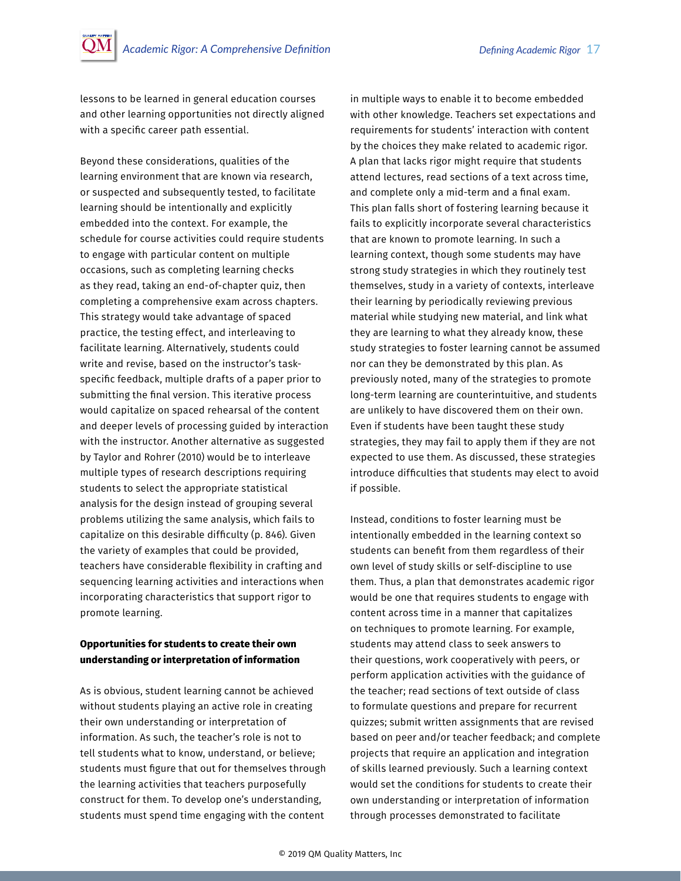lessons to be learned in general education courses and other learning opportunities not directly aligned with a specific career path essential.

Beyond these considerations, qualities of the learning environment that are known via research, or suspected and subsequently tested, to facilitate learning should be intentionally and explicitly embedded into the context. For example, the schedule for course activities could require students to engage with particular content on multiple occasions, such as completing learning checks as they read, taking an end-of-chapter quiz, then completing a comprehensive exam across chapters. This strategy would take advantage of spaced practice, the testing effect, and interleaving to facilitate learning. Alternatively, students could write and revise, based on the instructor's task-specific feedback, multiple drafts of a paper prior to submitting the final version. This iterative process would capitalize on spaced rehearsal of the content and deeper levels of processing guided by interaction with the instructor. Another alternative as suggested by Taylor and Rohrer (2010) would be to interleave multiple types of research descriptions requiring students to select the appropriate statistical analysis for the design instead of grouping several problems utilizing the same analysis, which fails to capitalize on this desirable difficulty (p. 846). Given the variety of examples that could be provided, teachers have considerable flexibility in crafting and sequencing learning activities and interactions when incorporating characteristics that support rigor to promote learning.

**Opportunities for students to create their own understanding or interpretation of information**

As is obvious, student learning cannot be achieved without students playing an active role in creating their own understanding or interpretation of information. As such, the teacher's role is not to tell students what to know, understand, or believe; students must figure that out for themselves through the learning activities that teachers purposefully construct for them. To develop one's understanding, students must spend time engaging with the content in multiple ways to enable it to become embedded with other knowledge. Teachers set expectations and requirements for students' interaction with content by the choices they make related to academic rigor. A plan that lacks rigor might require that students attend lectures, read sections of a text across time, and complete only a mid-term and a final exam. This plan falls short of fostering learning because it fails to explicitly incorporate several characteristics that are known to promote learning. In such a learning context, though some students may have strong study strategies in which they routinely test themselves, study in a variety of contexts, interleave their learning by periodically reviewing previous material while studying new material, and link what they are learning to what they already know, these study strategies to foster learning cannot be assumed nor can they be demonstrated by this plan. As previously noted, many of the strategies to promote long-term learning are counterintuitive, and students are unlikely to have discovered them on their own. Even if students have been taught these study strategies, they may fail to apply them if they are not expected to use them. As discussed, these strategies introduce difficulties that students may elect to avoid if possible.

Instead, conditions to foster learning must be intentionally embedded in the learning context so students can benefit from them regardless of their own level of study skills or self-discipline to use them. Thus, a plan that demonstrates academic rigor would be one that requires students to engage with content across time in a manner that capitalizes on techniques to promote learning. For example, students may attend class to seek answers to their questions, work cooperatively with peers, or perform application activities with the guidance of the teacher; read sections of text outside of class to formulate questions and prepare for recurrent quizzes; submit written assignments that are revised based on peer and/or teacher feedback; and complete projects that require an application and integration of skills learned previously. Such a learning context would set the conditions for students to create their own understanding or interpretation of information through processes demonstrated to facilitate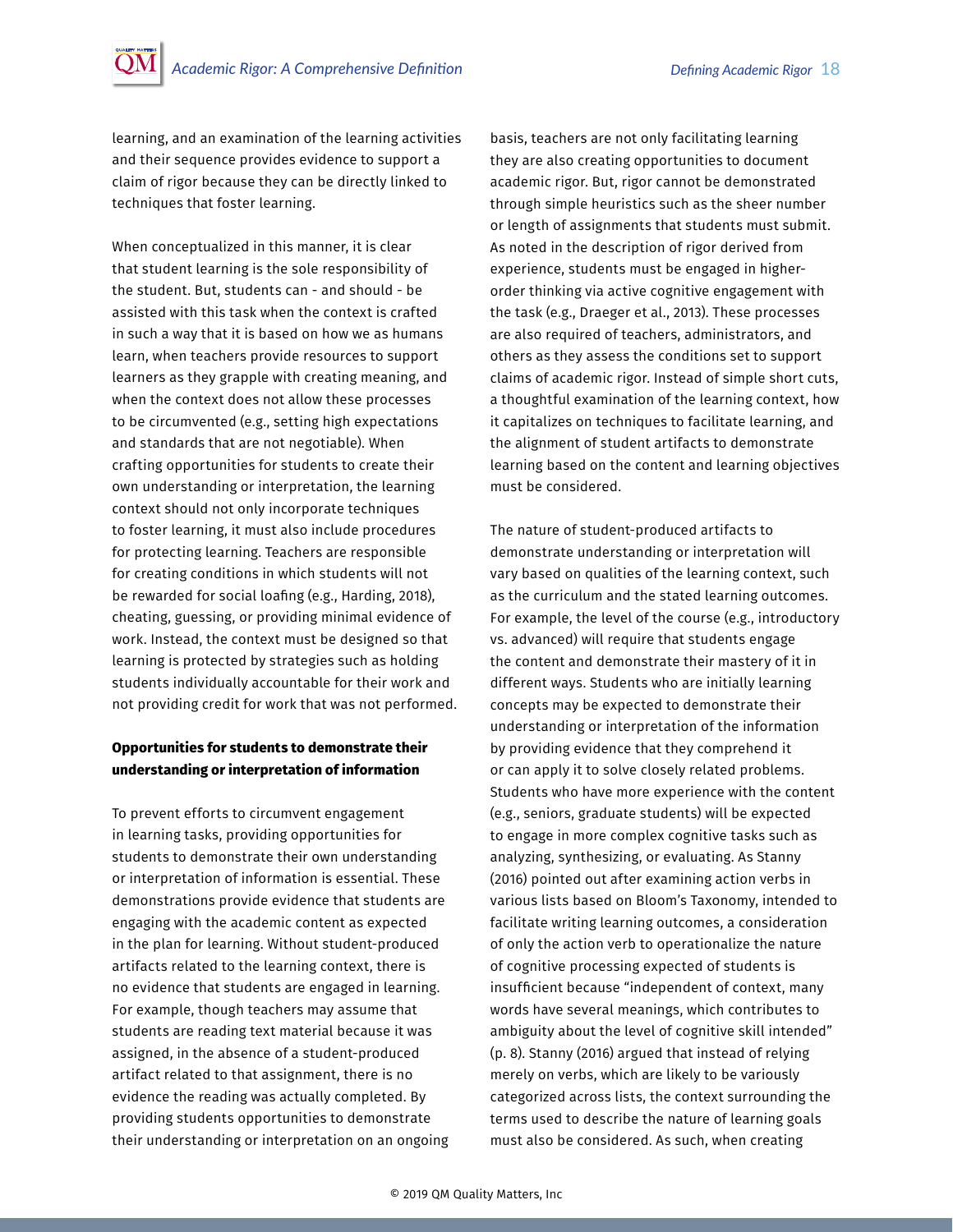learning, and an examination of the learning activities and their sequence provides evidence to support a claim of rigor because they can be directly linked to techniques that foster learning.

When conceptualized in this manner, it is clear that student learning is the sole responsibility of the student. But, students can - and should - be assisted with this task when the context is crafted in such a way that it is based on how we as humans learn, when teachers provide resources to support learners as they grapple with creating meaning, and when the context does not allow these processes to be circumvented (e.g., setting high expectations and standards that are not negotiable). When crafting opportunities for students to create their own understanding or interpretation, the learning context should not only incorporate techniques to foster learning, it must also include procedures for protecting learning. Teachers are responsible for creating conditions in which students will not be rewarded for social loafing (e.g., Harding, 2018), cheating, guessing, or providing minimal evidence of work. Instead, the context must be designed so that learning is protected by strategies such as holding students individually accountable for their work and not providing credit for work that was not performed.

**Opportunities for students to demonstrate their understanding or interpretation of information**

To prevent efforts to circumvent engagement in learning tasks, providing opportunities for students to demonstrate their own understanding or interpretation of information is essential. These demonstrations provide evidence that students are engaging with the academic content as expected in the plan for learning. Without student-produced artifacts related to the learning context, there is no evidence that students are engaged in learning. For example, though teachers may assume that students are reading text material because it was assigned, in the absence of a student-produced artifact related to that assignment, there is no evidence the reading was actually completed. By providing students opportunities to demonstrate their understanding or interpretation on an ongoing basis, teachers are not only facilitating learning they are also creating opportunities to document academic rigor. But, rigor cannot be demonstrated through simple heuristics such as the sheer number or length of assignments that students must submit. As noted in the description of rigor derived from experience, students must be engaged in higher-order thinking via active cognitive engagement with the task (e.g., Draeger et al., 2013). These processes are also required of teachers, administrators, and others as they assess the conditions set to support claims of academic rigor. Instead of simple short cuts, a thoughtful examination of the learning context, how it capitalizes on techniques to facilitate learning, and the alignment of student artifacts to demonstrate learning based on the content and learning objectives must be considered.

The nature of student-produced artifacts to demonstrate understanding or interpretation will vary based on qualities of the learning context, such as the curriculum and the stated learning outcomes. For example, the level of the course (e.g., introductory vs. advanced) will require that students engage the content and demonstrate their mastery of it in different ways. Students who are initially learning concepts may be expected to demonstrate their understanding or interpretation of the information by providing evidence that they comprehend it or can apply it to solve closely related problems. Students who have more experience with the content (e.g., seniors, graduate students) will be expected to engage in more complex cognitive tasks such as analyzing, synthesizing, or evaluating. As Stanny (2016) pointed out after examining action verbs in various lists based on Bloom's Taxonomy, intended to facilitate writing learning outcomes, a consideration of only the action verb to operationalize the nature of cognitive processing expected of students is insufficient because "independent of context, many words have several meanings, which contributes to ambiguity about the level of cognitive skill intended" (p. 8). Stanny (2016) argued that instead of relying merely on verbs, which are likely to be variously categorized across lists, the context surrounding the terms used to describe the nature of learning goals must also be considered. As such, when creating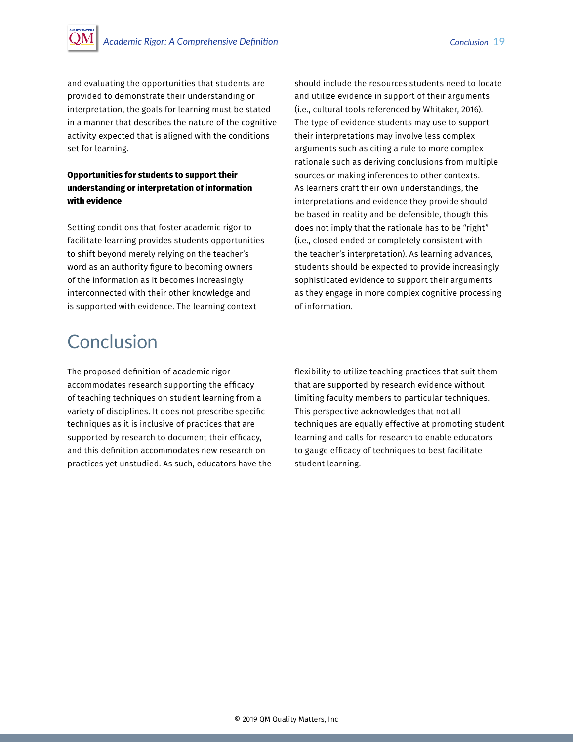and evaluating the opportunities that students are provided to demonstrate their understanding or interpretation, the goals for learning must be stated in a manner that describes the nature of the cognitive activity expected that is aligned with the conditions set for learning.

**Opportunities for students to support their understanding or interpretation of information with evidence**

Setting conditions that foster academic rigor to facilitate learning provides students opportunities to shift beyond merely relying on the teacher's word as an authority figure to becoming owners of the information as it becomes increasingly interconnected with their other knowledge and is supported with evidence. The learning context should include the resources students need to locate and utilize evidence in support of their arguments (i.e., cultural tools referenced by Whitaker, 2016). The type of evidence students may use to support their interpretations may involve less complex arguments such as citing a rule to more complex rationale such as deriving conclusions from multiple sources or making inferences to other contexts. As learners craft their own understandings, the interpretations and evidence they provide should be based in reality and be defensible, though this does not imply that the rationale has to be "right" (i.e., closed ended or completely consistent with the teacher's interpretation). As learning advances, students should be expected to provide increasingly sophisticated evidence to support their arguments as they engage in more complex cognitive processing of information.

# Conclusion

The proposed definition of academic rigor accommodates research supporting the efficacy of teaching techniques on student learning from a variety of disciplines. It does not prescribe specific techniques as it is inclusive of practices that are supported by research to document their efficacy, and this definition accommodates new research on practices yet unstudied. As such, educators have the flexibility to utilize teaching practices that suit them that are supported by research evidence without limiting faculty members to particular techniques. This perspective acknowledges that not all techniques are equally effective at promoting student learning and calls for research to enable educators to gauge efficacy of techniques to best facilitate student learning.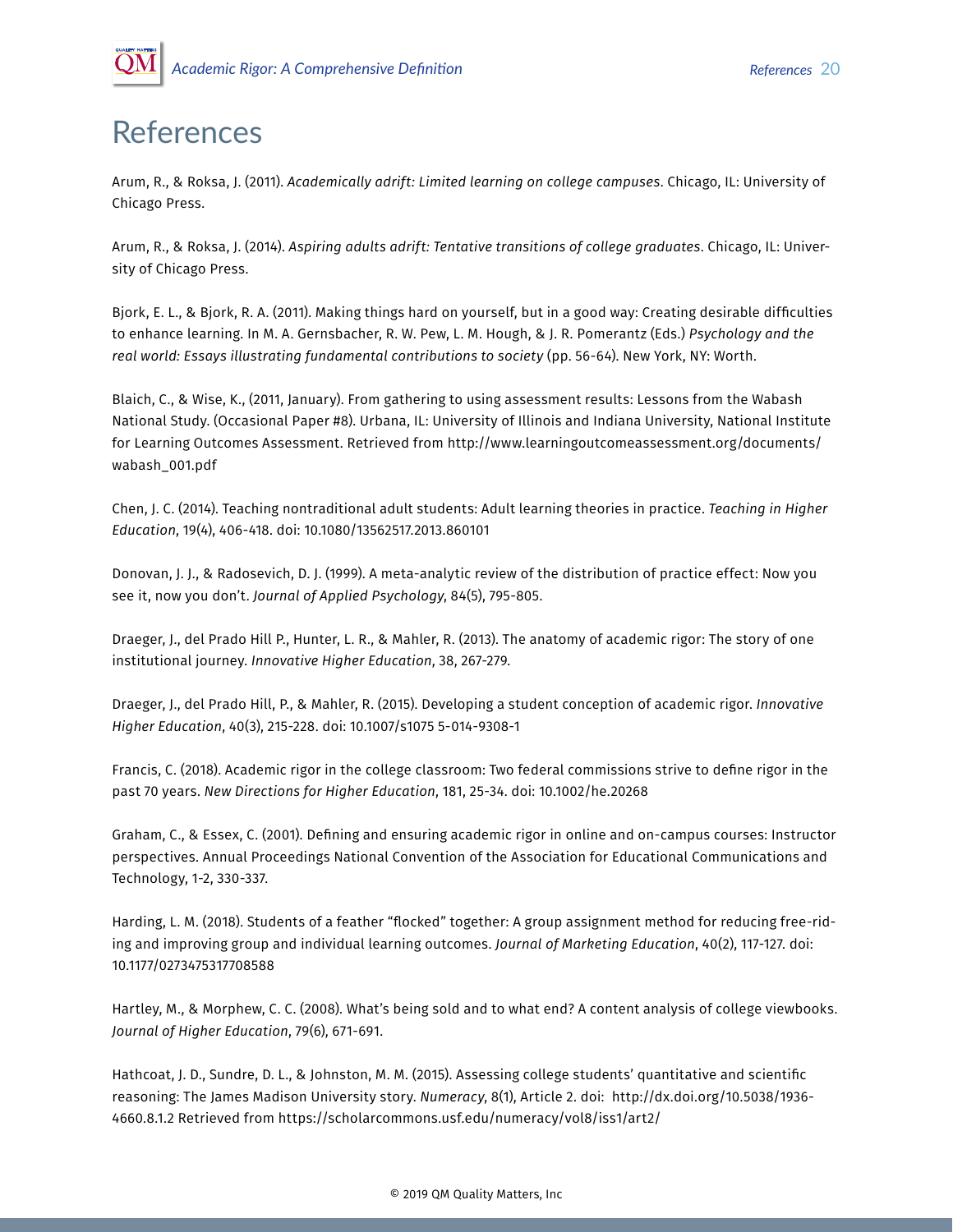# References

Arum, R., & Roksa, J. (2011). *Academically adrift: Limited learning on college campuses*. Chicago, IL: University of Chicago Press.

Arum, R., & Roksa, J. (2014). *Aspiring adults adrift: Tentative transitions of college graduates*. Chicago, IL: University of Chicago Press.

Bjork, E. L., & Bjork, R. A. (2011). Making things hard on yourself, but in a good way: Creating desirable difficulties to enhance learning. In M. A. Gernsbacher, R. W. Pew, L. M. Hough, & J. R. Pomerantz (Eds.) *Psychology and the real world: Essays illustrating fundamental contributions to society* (pp. 56-64). New York, NY: Worth.

Blaich, C., & Wise, K., (2011, January). From gathering to using assessment results: Lessons from the Wabash National Study. (Occasional Paper #8). Urbana, IL: University of Illinois and Indiana University, National Institute for Learning Outcomes Assessment. Retrieved from http://www.learningoutcomeassessment.org/documents/wabash_001.pdf

Chen, J. C. (2014). Teaching nontraditional adult students: Adult learning theories in practice. *Teaching in Higher Education*, 19(4), 406-418. doi: 10.1080/13562517.2013.860101

Donovan, J. J., & Radosevich, D. J. (1999). A meta-analytic review of the distribution of practice effect: Now you see it, now you don't. *Journal of Applied Psychology*, 84(5), 795-805.

Draeger, J., del Prado Hill P., Hunter, L. R., & Mahler, R. (2013). The anatomy of academic rigor: The story of one institutional journey. *Innovative Higher Education*, 38, 267-279.

Draeger, J., del Prado Hill, P., & Mahler, R. (2015). Developing a student conception of academic rigor. *Innovative Higher Education*, 40(3), 215-228. doi: 10.1007/s1075 5-014-9308-1

Francis, C. (2018). Academic rigor in the college classroom: Two federal commissions strive to define rigor in the past 70 years. *New Directions for Higher Education*, 181, 25-34. doi: 10.1002/he.20268

Graham, C., & Essex, C. (2001). Defining and ensuring academic rigor in online and on-campus courses: Instructor perspectives. Annual Proceedings National Convention of the Association for Educational Communications and Technology, 1-2, 330-337.

Harding, L. M. (2018). Students of a feather "flocked" together: A group assignment method for reducing free-riding and improving group and individual learning outcomes. *Journal of Marketing Education*, 40(2), 117-127. doi: 10.1177/0273475317708588

Hartley, M., & Morphew, C. C. (2008). What's being sold and to what end? A content analysis of college viewbooks. *Journal of Higher Education*, 79(6), 671-691.

Hathcoat, J. D., Sundre, D. L., & Johnston, M. M. (2015). Assessing college students' quantitative and scientific reasoning: The James Madison University story. *Numeracy*, 8(1), Article 2. doi: http://dx.doi.org/10.5038/1936-4660.8.1.2 Retrieved from https://scholarcommons.usf.edu/numeracy/vol8/iss1/art2/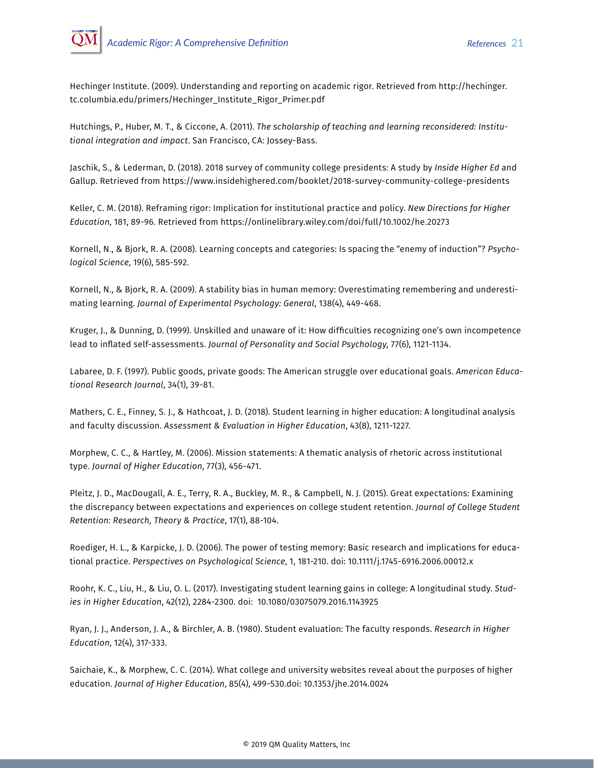Hechinger Institute. (2009). Understanding and reporting on academic rigor. Retrieved from http://hechinger.tc.columbia.edu/primers/Hechinger_Institute_Rigor_Primer.pdf

Hutchings, P., Huber, M. T., & Ciccone, A. (2011). *The scholarship of teaching and learning reconsidered: Institutional integration and impact*. San Francisco, CA: Jossey-Bass.

Jaschik, S., & Lederman, D. (2018). 2018 survey of community college presidents: A study by *Inside Higher Ed* and Gallup. Retrieved from https://www.insidehighered.com/booklet/2018-survey-community-college-presidents

Keller, C. M. (2018). Reframing rigor: Implication for institutional practice and policy. *New Directions for Higher Education*, 181, 89-96. Retrieved from https://onlinelibrary.wiley.com/doi/full/10.1002/he.20273

Kornell, N., & Bjork, R. A. (2008). Learning concepts and categories: Is spacing the "enemy of induction"? *Psychological Science*, 19(6), 585-592.

Kornell, N., & Bjork, R. A. (2009). A stability bias in human memory: Overestimating remembering and underestimating learning. *Journal of Experimental Psychology: General*, 138(4), 449-468.

Kruger, J., & Dunning, D. (1999). Unskilled and unaware of it: How difficulties recognizing one's own incompetence lead to inflated self-assessments. *Journal of Personality and Social Psychology*, 77(6), 1121-1134.

Labaree, D. F. (1997). Public goods, private goods: The American struggle over educational goals. *American Educational Research Journal*, 34(1), 39-81.

Mathers, C. E., Finney, S. J., & Hathcoat, J. D. (2018). Student learning in higher education: A longitudinal analysis and faculty discussion. *Assessment & Evaluation in Higher Education*, 43(8), 1211-1227.

Morphew, C. C., & Hartley, M. (2006). Mission statements: A thematic analysis of rhetoric across institutional type. *Journal of Higher Education*, 77(3), 456-471.

Pleitz, J. D., MacDougall, A. E., Terry, R. A., Buckley, M. R., & Campbell, N. J. (2015). Great expectations: Examining the discrepancy between expectations and experiences on college student retention. *Journal of College Student Retention: Research, Theory & Practice*, 17(1), 88-104.

Roediger, H. L., & Karpicke, J. D. (2006). The power of testing memory: Basic research and implications for educational practice. *Perspectives on Psychological Science*, 1, 181-210. doi: 10.1111/j.1745-6916.2006.00012.x

Roohr, K. C., Liu, H., & Liu, O. L. (2017). Investigating student learning gains in college: A longitudinal study. *Studies in Higher Education*, 42(12), 2284-2300. doi: 10.1080/03075079.2016.1143925

Ryan, J. J., Anderson, J. A., & Birchler, A. B. (1980). Student evaluation: The faculty responds. *Research in Higher Education*, 12(4), 317-333.

Saichaie, K., & Morphew, C. C. (2014). What college and university websites reveal about the purposes of higher education. *Journal of Higher Education*, 85(4), 499-530.doi: 10.1353/jhe.2014.0024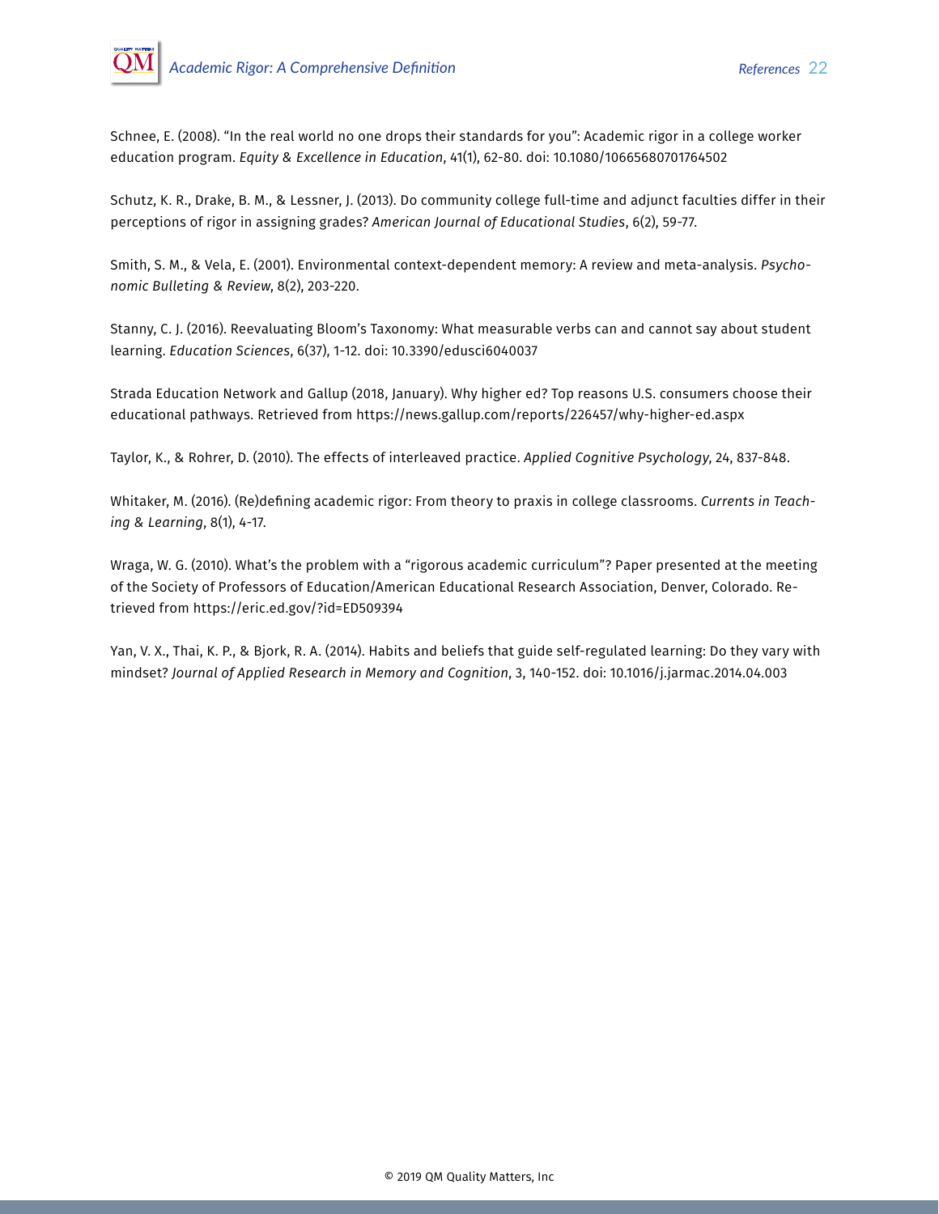Schnee, E. (2008). "In the real world no one drops their standards for you": Academic rigor in a college worker education program. *Equity & Excellence in Education*, 41(1), 62-80. doi: 10.1080/10665680701764502

Schutz, K. R., Drake, B. M., & Lessner, J. (2013). Do community college full-time and adjunct faculties differ in their perceptions of rigor in assigning grades? *American Journal of Educational Studies*, 6(2), 59-77.

Smith, S. M., & Vela, E. (2001). Environmental context-dependent memory: A review and meta-analysis. *Psychonomic Bulleting & Review*, 8(2), 203-220.

Stanny, C. J. (2016). Reevaluating Bloom's Taxonomy: What measurable verbs can and cannot say about student learning. *Education Sciences*, 6(37), 1-12. doi: 10.3390/edusci6040037

Strada Education Network and Gallup (2018, January). Why higher ed? Top reasons U.S. consumers choose their educational pathways. Retrieved from https://news.gallup.com/reports/226457/why-higher-ed.aspx

Taylor, K., & Rohrer, D. (2010). The effects of interleaved practice. *Applied Cognitive Psychology*, 24, 837-848.

Whitaker, M. (2016). (Re)defining academic rigor: From theory to praxis in college classrooms. *Currents in Teaching & Learning*, 8(1), 4-17.

Wraga, W. G. (2010). What's the problem with a "rigorous academic curriculum"? Paper presented at the meeting of the Society of Professors of Education/American Educational Research Association, Denver, Colorado. Retrieved from https://eric.ed.gov/?id=ED509394

Yan, V. X., Thai, K. P., & Bjork, R. A. (2014). Habits and beliefs that guide self-regulated learning: Do they vary with mindset? *Journal of Applied Research in Memory and Cognition*, 3, 140-152. doi: 10.1016/j.jarmac.2014.04.003

© 2019 QM Quality Matters, Inc